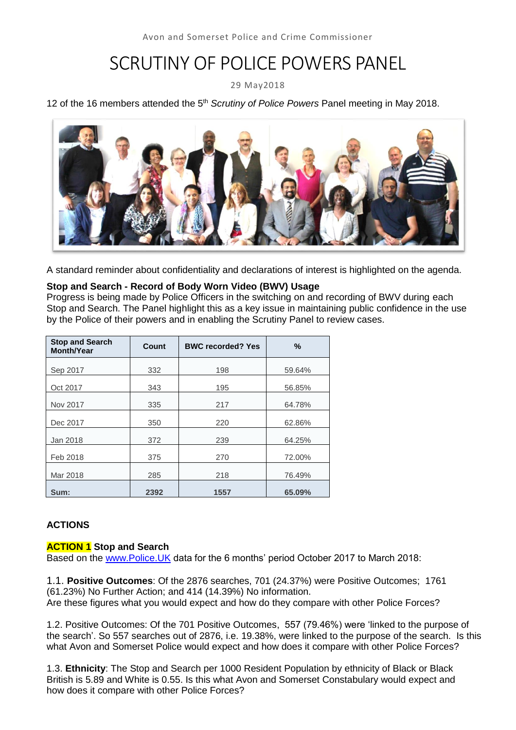Avon and Somerset Police and Crime Commissioner

# SCRUTINY OF POLICE POWERS PANEL

29 May2018

12 of the 16 members attended the 5th *Scrutiny of Police Powers* Panel meeting in May 2018.

A standard reminder about confidentiality and declarations of interest is highlighted on the agenda.

**Stop and Search - Record of Body Worn Video (BWV) Usage**

Progress is being made by Police Officers in the switching on and recording of BWV during each Stop and Search. The Panel highlight this as a key issue in maintaining public confidence in the use by the Police of their powers and in enabling the Scrutiny Panel to review cases.

| Stop and Search Month/Year | Count | BWC recorded? Yes | % |
|---|---|---|---|
| Sep 2017 | 332 | 198 | 59.64% |
| Oct 2017 | 343 | 195 | 56.85% |
| Nov 2017 | 335 | 217 | 64.78% |
| Dec 2017 | 350 | 220 | 62.86% |
| Jan 2018 | 372 | 239 | 64.25% |
| Feb 2018 | 375 | 270 | 72.00% |
| Mar 2018 | 285 | 218 | 76.49% |
| **Sum:** | **2392** | **1557** | **65.09%** |

## ACTIONS

**ACTION 1 Stop and Search**

Based on the [www.Police.UK](www.Police.UK) data for the 6 months' period October 2017 to March 2018:

1.1. **Positive Outcomes**: Of the 2876 searches, 701 (24.37%) were Positive Outcomes; 1761 (61.23%) No Further Action; and 414 (14.39%) No information.
Are these figures what you would expect and how do they compare with other Police Forces?

1.2. Positive Outcomes: Of the 701 Positive Outcomes, 557 (79.46%) were 'linked to the purpose of the search'. So 557 searches out of 2876, i.e. 19.38%, were linked to the purpose of the search. Is this what Avon and Somerset Police would expect and how does it compare with other Police Forces?

1.3. **Ethnicity**: The Stop and Search per 1000 Resident Population by ethnicity of Black or Black British is 5.89 and White is 0.55. Is this what Avon and Somerset Constabulary would expect and how does it compare with other Police Forces?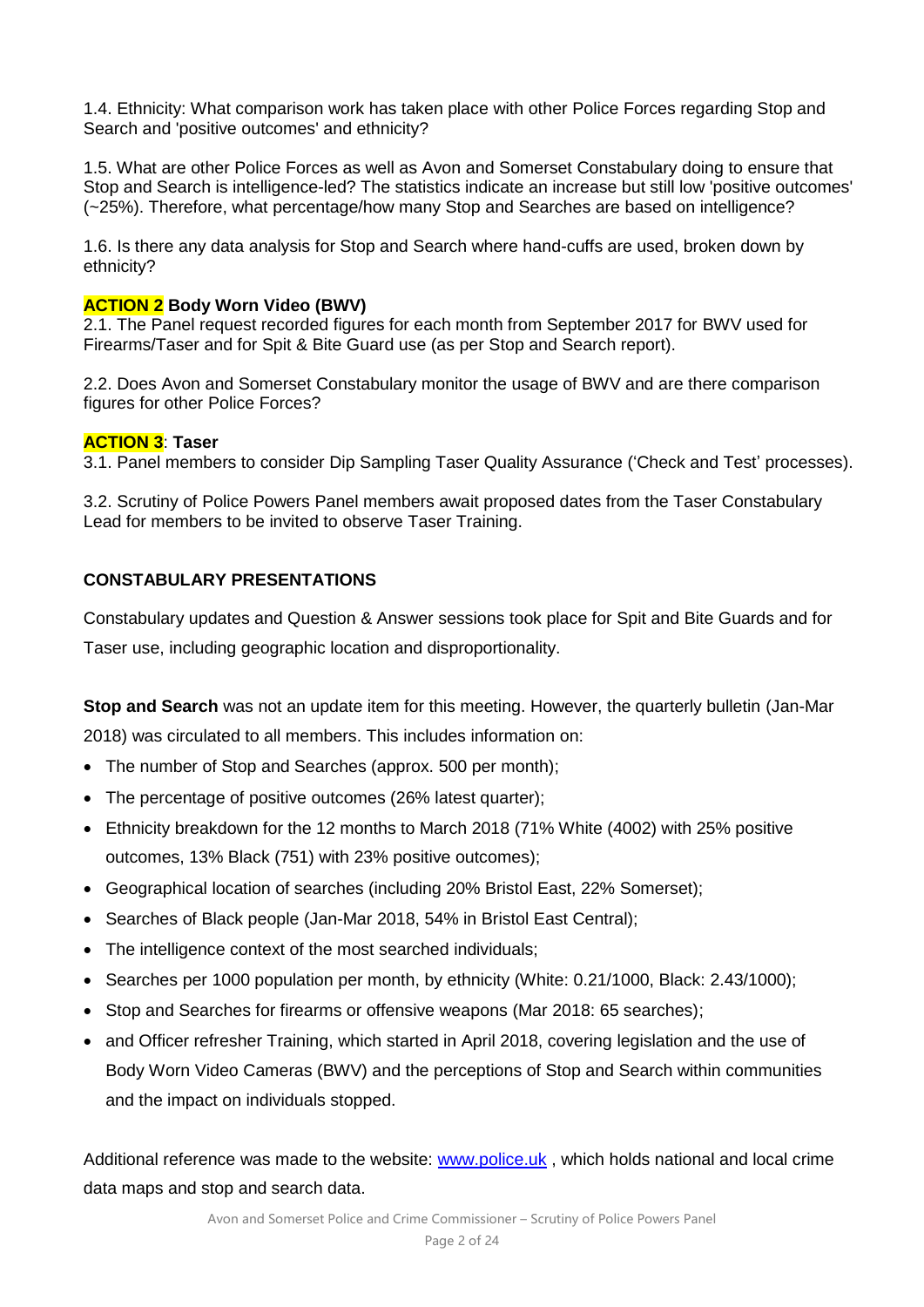1.4. Ethnicity: What comparison work has taken place with other Police Forces regarding Stop and Search and 'positive outcomes' and ethnicity?

1.5. What are other Police Forces as well as Avon and Somerset Constabulary doing to ensure that Stop and Search is intelligence-led? The statistics indicate an increase but still low 'positive outcomes' (~25%). Therefore, what percentage/how many Stop and Searches are based on intelligence?

1.6. Is there any data analysis for Stop and Search where hand-cuffs are used, broken down by ethnicity?

**ACTION 2 Body Worn Video (BWV)**

2.1. The Panel request recorded figures for each month from September 2017 for BWV used for Firearms/Taser and for Spit & Bite Guard use (as per Stop and Search report).

2.2. Does Avon and Somerset Constabulary monitor the usage of BWV and are there comparison figures for other Police Forces?

**ACTION 3**: **Taser**

3.1. Panel members to consider Dip Sampling Taser Quality Assurance ('Check and Test' processes).

3.2. Scrutiny of Police Powers Panel members await proposed dates from the Taser Constabulary Lead for members to be invited to observe Taser Training.

**CONSTABULARY PRESENTATIONS**

Constabulary updates and Question & Answer sessions took place for Spit and Bite Guards and for Taser use, including geographic location and disproportionality.

**Stop and Search** was not an update item for this meeting. However, the quarterly bulletin (Jan-Mar 2018) was circulated to all members. This includes information on:

- The number of Stop and Searches (approx. 500 per month);
- The percentage of positive outcomes (26% latest quarter);
- Ethnicity breakdown for the 12 months to March 2018 (71% White (4002) with 25% positive outcomes, 13% Black (751) with 23% positive outcomes);
- Geographical location of searches (including 20% Bristol East, 22% Somerset);
- Searches of Black people (Jan-Mar 2018, 54% in Bristol East Central);
- The intelligence context of the most searched individuals;
- Searches per 1000 population per month, by ethnicity (White: 0.21/1000, Black: 2.43/1000);
- Stop and Searches for firearms or offensive weapons (Mar 2018: 65 searches);
- and Officer refresher Training, which started in April 2018, covering legislation and the use of Body Worn Video Cameras (BWV) and the perceptions of Stop and Search within communities and the impact on individuals stopped.

Additional reference was made to the website: [www.police.uk](http://www.police.uk) , which holds national and local crime data maps and stop and search data.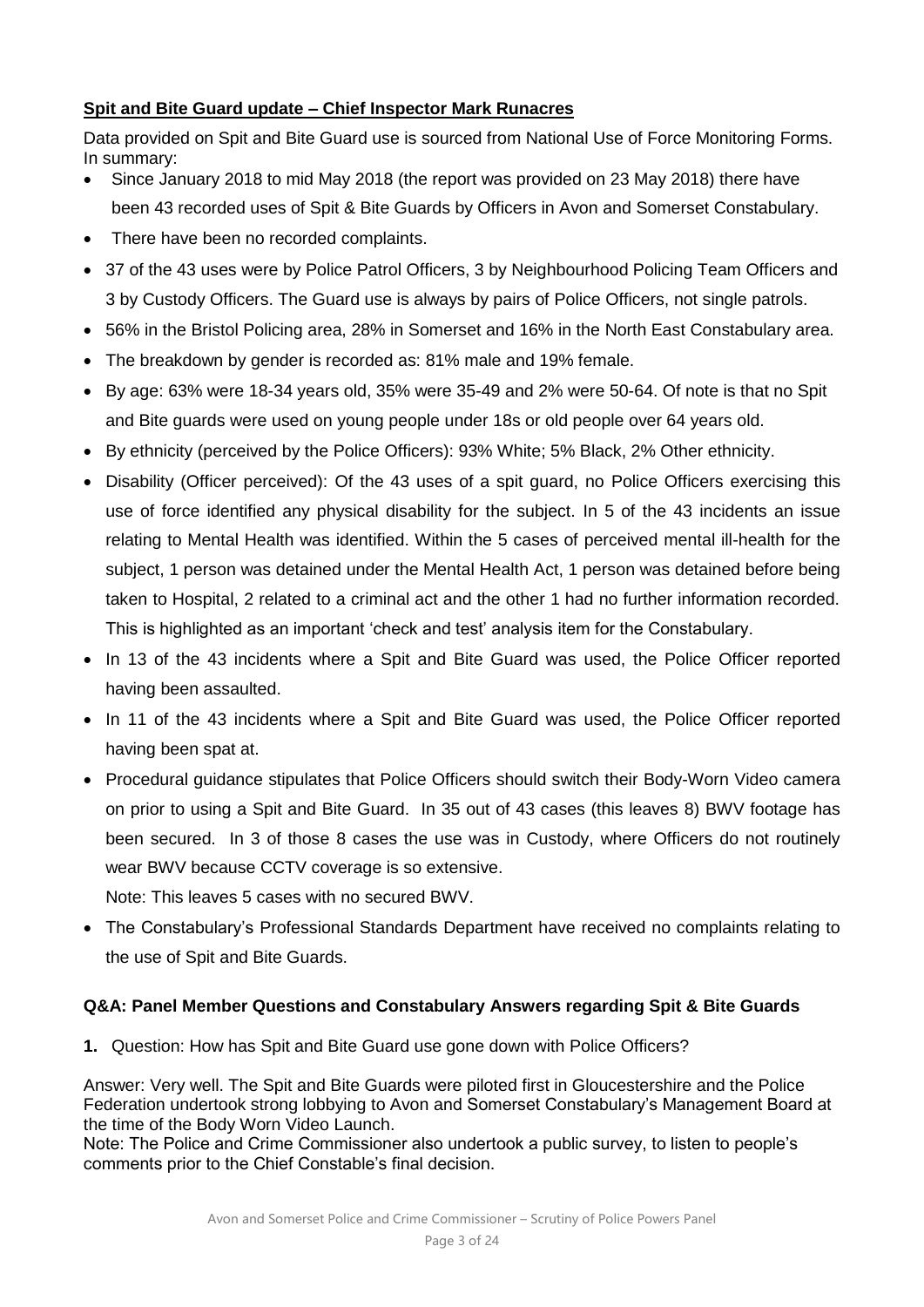## Spit and Bite Guard update – Chief Inspector Mark Runacres

Data provided on Spit and Bite Guard use is sourced from National Use of Force Monitoring Forms. In summary:

- Since January 2018 to mid May 2018 (the report was provided on 23 May 2018) there have been 43 recorded uses of Spit & Bite Guards by Officers in Avon and Somerset Constabulary.
- There have been no recorded complaints.
- 37 of the 43 uses were by Police Patrol Officers, 3 by Neighbourhood Policing Team Officers and 3 by Custody Officers. The Guard use is always by pairs of Police Officers, not single patrols.
- 56% in the Bristol Policing area, 28% in Somerset and 16% in the North East Constabulary area.
- The breakdown by gender is recorded as: 81% male and 19% female.
- By age: 63% were 18-34 years old, 35% were 35-49 and 2% were 50-64. Of note is that no Spit and Bite guards were used on young people under 18s or old people over 64 years old.
- By ethnicity (perceived by the Police Officers): 93% White; 5% Black, 2% Other ethnicity.
- Disability (Officer perceived): Of the 43 uses of a spit guard, no Police Officers exercising this use of force identified any physical disability for the subject. In 5 of the 43 incidents an issue relating to Mental Health was identified. Within the 5 cases of perceived mental ill-health for the subject, 1 person was detained under the Mental Health Act, 1 person was detained before being taken to Hospital, 2 related to a criminal act and the other 1 had no further information recorded. This is highlighted as an important 'check and test' analysis item for the Constabulary.
- In 13 of the 43 incidents where a Spit and Bite Guard was used, the Police Officer reported having been assaulted.
- In 11 of the 43 incidents where a Spit and Bite Guard was used, the Police Officer reported having been spat at.
- Procedural guidance stipulates that Police Officers should switch their Body-Worn Video camera on prior to using a Spit and Bite Guard. In 35 out of 43 cases (this leaves 8) BWV footage has been secured. In 3 of those 8 cases the use was in Custody, where Officers do not routinely wear BWV because CCTV coverage is so extensive.

  Note: This leaves 5 cases with no secured BWV.
- The Constabulary's Professional Standards Department have received no complaints relating to the use of Spit and Bite Guards.

### Q&A: Panel Member Questions and Constabulary Answers regarding Spit & Bite Guards

**1.** Question: How has Spit and Bite Guard use gone down with Police Officers?

Answer: Very well. The Spit and Bite Guards were piloted first in Gloucestershire and the Police Federation undertook strong lobbying to Avon and Somerset Constabulary's Management Board at the time of the Body Worn Video Launch.
Note: The Police and Crime Commissioner also undertook a public survey, to listen to people's comments prior to the Chief Constable's final decision.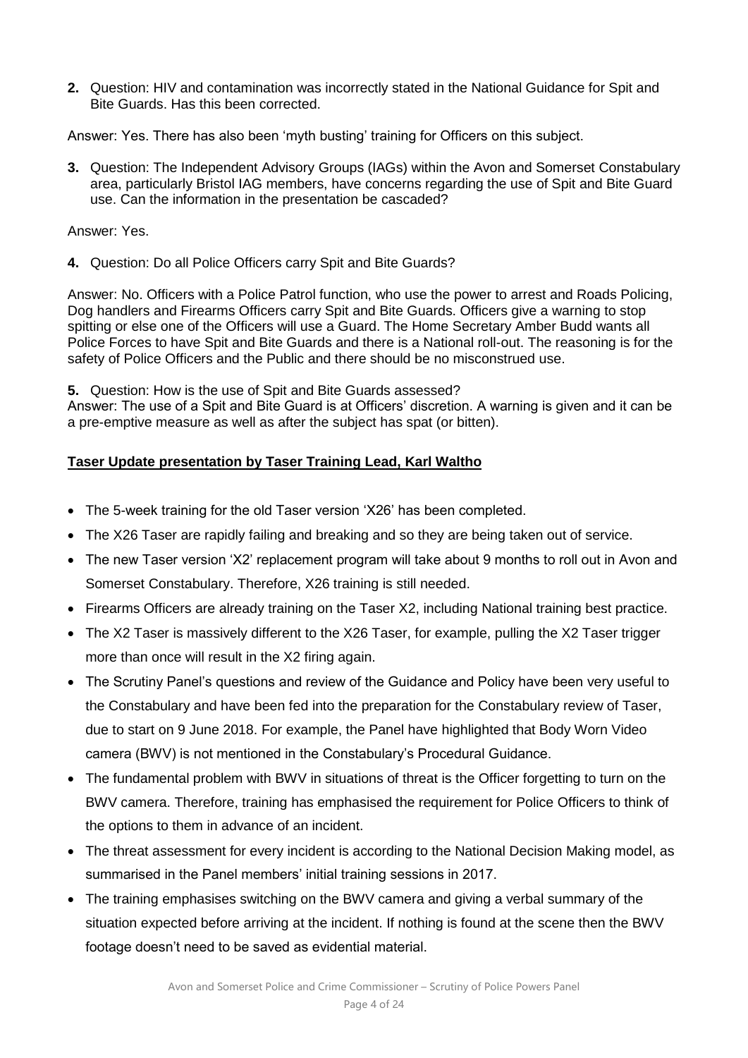**2.** Question: HIV and contamination was incorrectly stated in the National Guidance for Spit and Bite Guards. Has this been corrected.

Answer: Yes. There has also been 'myth busting' training for Officers on this subject.

**3.** Question: The Independent Advisory Groups (IAGs) within the Avon and Somerset Constabulary area, particularly Bristol IAG members, have concerns regarding the use of Spit and Bite Guard use. Can the information in the presentation be cascaded?

Answer: Yes.

**4.** Question: Do all Police Officers carry Spit and Bite Guards?

Answer: No. Officers with a Police Patrol function, who use the power to arrest and Roads Policing, Dog handlers and Firearms Officers carry Spit and Bite Guards. Officers give a warning to stop spitting or else one of the Officers will use a Guard. The Home Secretary Amber Budd wants all Police Forces to have Spit and Bite Guards and there is a National roll-out. The reasoning is for the safety of Police Officers and the Public and there should be no misconstrued use.

**5.** Question: How is the use of Spit and Bite Guards assessed?
Answer: The use of a Spit and Bite Guard is at Officers' discretion. A warning is given and it can be a pre-emptive measure as well as after the subject has spat (or bitten).

**Taser Update presentation by Taser Training Lead, Karl Waltho**

- The 5-week training for the old Taser version 'X26' has been completed.
- The X26 Taser are rapidly failing and breaking and so they are being taken out of service.
- The new Taser version 'X2' replacement program will take about 9 months to roll out in Avon and Somerset Constabulary. Therefore, X26 training is still needed.
- Firearms Officers are already training on the Taser X2, including National training best practice.
- The X2 Taser is massively different to the X26 Taser, for example, pulling the X2 Taser trigger more than once will result in the X2 firing again.
- The Scrutiny Panel's questions and review of the Guidance and Policy have been very useful to the Constabulary and have been fed into the preparation for the Constabulary review of Taser, due to start on 9 June 2018. For example, the Panel have highlighted that Body Worn Video camera (BWV) is not mentioned in the Constabulary's Procedural Guidance.
- The fundamental problem with BWV in situations of threat is the Officer forgetting to turn on the BWV camera. Therefore, training has emphasised the requirement for Police Officers to think of the options to them in advance of an incident.
- The threat assessment for every incident is according to the National Decision Making model, as summarised in the Panel members' initial training sessions in 2017.
- The training emphasises switching on the BWV camera and giving a verbal summary of the situation expected before arriving at the incident. If nothing is found at the scene then the BWV footage doesn't need to be saved as evidential material.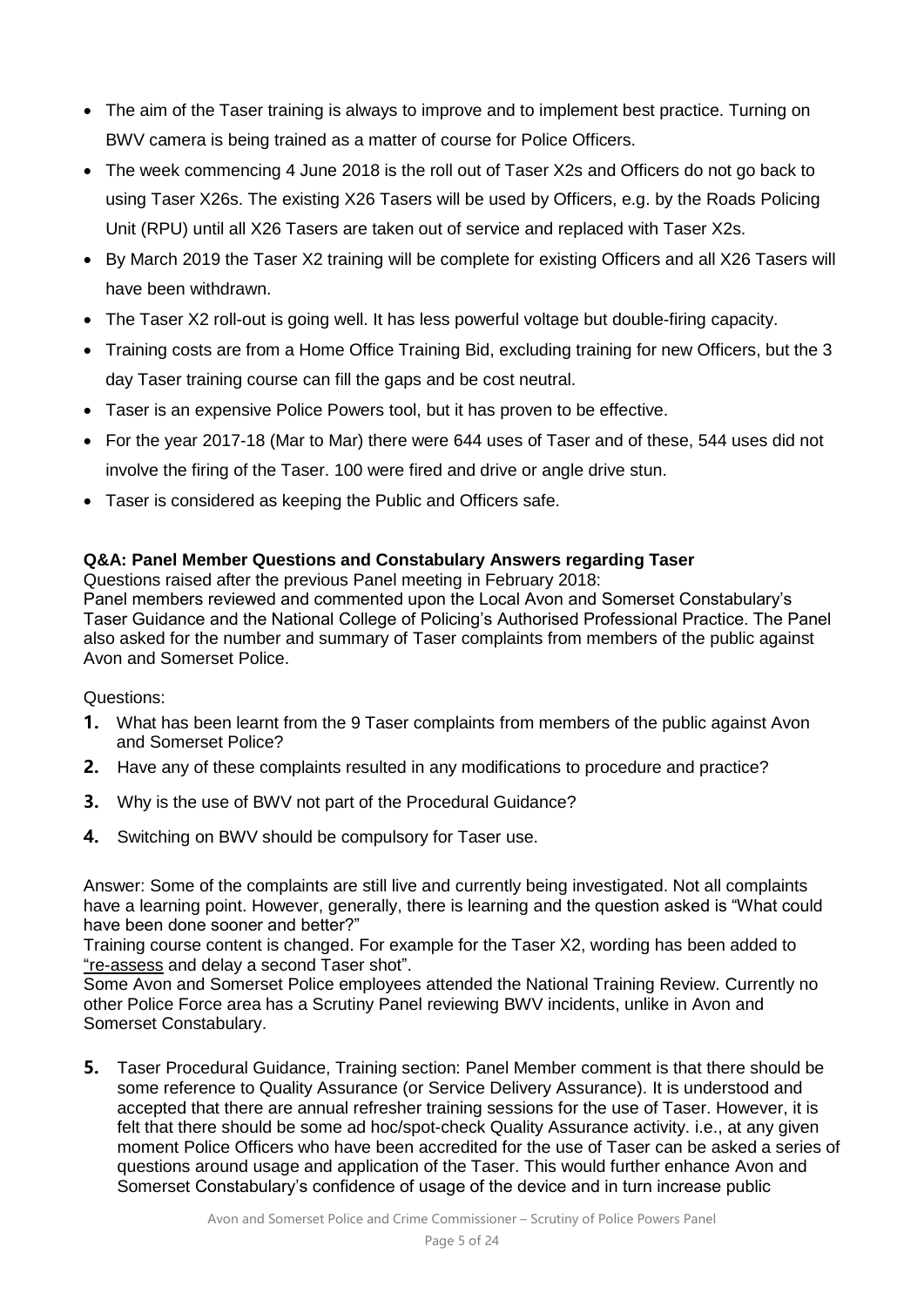- The aim of the Taser training is always to improve and to implement best practice. Turning on BWV camera is being trained as a matter of course for Police Officers.
- The week commencing 4 June 2018 is the roll out of Taser X2s and Officers do not go back to using Taser X26s. The existing X26 Tasers will be used by Officers, e.g. by the Roads Policing Unit (RPU) until all X26 Tasers are taken out of service and replaced with Taser X2s.
- By March 2019 the Taser X2 training will be complete for existing Officers and all X26 Tasers will have been withdrawn.
- The Taser X2 roll-out is going well. It has less powerful voltage but double-firing capacity.
- Training costs are from a Home Office Training Bid, excluding training for new Officers, but the 3 day Taser training course can fill the gaps and be cost neutral.
- Taser is an expensive Police Powers tool, but it has proven to be effective.
- For the year 2017-18 (Mar to Mar) there were 644 uses of Taser and of these, 544 uses did not involve the firing of the Taser. 100 were fired and drive or angle drive stun.
- Taser is considered as keeping the Public and Officers safe.

**Q&A: Panel Member Questions and Constabulary Answers regarding Taser**

Questions raised after the previous Panel meeting in February 2018:
Panel members reviewed and commented upon the Local Avon and Somerset Constabulary's Taser Guidance and the National College of Policing's Authorised Professional Practice. The Panel also asked for the number and summary of Taser complaints from members of the public against Avon and Somerset Police.

Questions:

1. What has been learnt from the 9 Taser complaints from members of the public against Avon and Somerset Police?
2. Have any of these complaints resulted in any modifications to procedure and practice?
3. Why is the use of BWV not part of the Procedural Guidance?
4. Switching on BWV should be compulsory for Taser use.

Answer: Some of the complaints are still live and currently being investigated. Not all complaints have a learning point. However, generally, there is learning and the question asked is "What could have been done sooner and better?"
Training course content is changed. For example for the Taser X2, wording has been added to "re-assess and delay a second Taser shot".
Some Avon and Somerset Police employees attended the National Training Review. Currently no other Police Force area has a Scrutiny Panel reviewing BWV incidents, unlike in Avon and Somerset Constabulary.

5. Taser Procedural Guidance, Training section: Panel Member comment is that there should be some reference to Quality Assurance (or Service Delivery Assurance). It is understood and accepted that there are annual refresher training sessions for the use of Taser. However, it is felt that there should be some ad hoc/spot-check Quality Assurance activity. i.e., at any given moment Police Officers who have been accredited for the use of Taser can be asked a series of questions around usage and application of the Taser. This would further enhance Avon and Somerset Constabulary's confidence of usage of the device and in turn increase public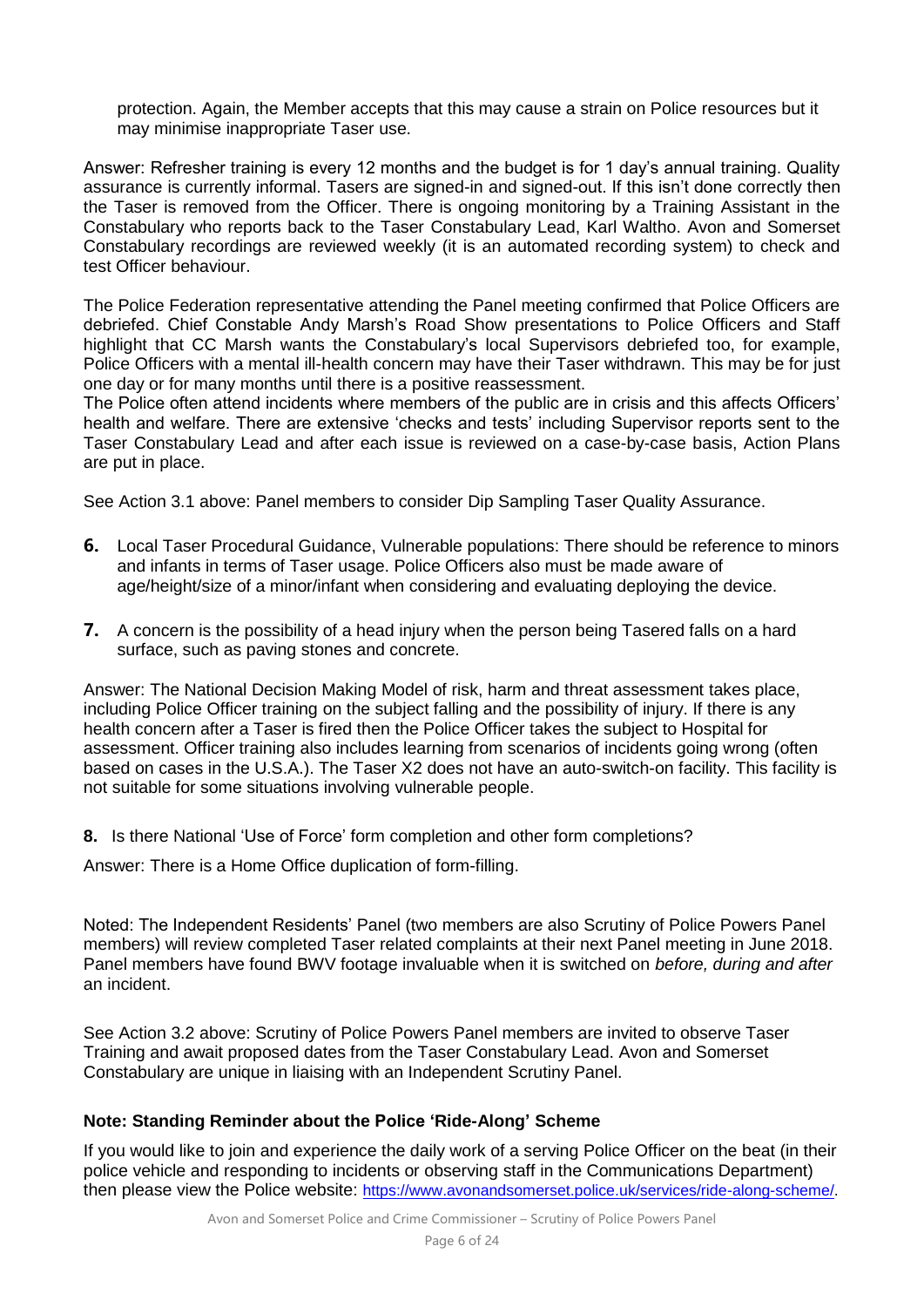protection. Again, the Member accepts that this may cause a strain on Police resources but it may minimise inappropriate Taser use.

Answer: Refresher training is every 12 months and the budget is for 1 day's annual training. Quality assurance is currently informal. Tasers are signed-in and signed-out. If this isn't done correctly then the Taser is removed from the Officer. There is ongoing monitoring by a Training Assistant in the Constabulary who reports back to the Taser Constabulary Lead, Karl Waltho. Avon and Somerset Constabulary recordings are reviewed weekly (it is an automated recording system) to check and test Officer behaviour.

The Police Federation representative attending the Panel meeting confirmed that Police Officers are debriefed. Chief Constable Andy Marsh's Road Show presentations to Police Officers and Staff highlight that CC Marsh wants the Constabulary's local Supervisors debriefed too, for example, Police Officers with a mental ill-health concern may have their Taser withdrawn. This may be for just one day or for many months until there is a positive reassessment.

The Police often attend incidents where members of the public are in crisis and this affects Officers' health and welfare. There are extensive 'checks and tests' including Supervisor reports sent to the Taser Constabulary Lead and after each issue is reviewed on a case-by-case basis, Action Plans are put in place.

See Action 3.1 above: Panel members to consider Dip Sampling Taser Quality Assurance.

**6.** Local Taser Procedural Guidance, Vulnerable populations: There should be reference to minors and infants in terms of Taser usage. Police Officers also must be made aware of age/height/size of a minor/infant when considering and evaluating deploying the device.

**7.** A concern is the possibility of a head injury when the person being Tasered falls on a hard surface, such as paving stones and concrete.

Answer: The National Decision Making Model of risk, harm and threat assessment takes place, including Police Officer training on the subject falling and the possibility of injury. If there is any health concern after a Taser is fired then the Police Officer takes the subject to Hospital for assessment. Officer training also includes learning from scenarios of incidents going wrong (often based on cases in the U.S.A.). The Taser X2 does not have an auto-switch-on facility. This facility is not suitable for some situations involving vulnerable people.

**8.** Is there National 'Use of Force' form completion and other form completions?

Answer: There is a Home Office duplication of form-filling.

Noted: The Independent Residents' Panel (two members are also Scrutiny of Police Powers Panel members) will review completed Taser related complaints at their next Panel meeting in June 2018. Panel members have found BWV footage invaluable when it is switched on *before, during and after* an incident.

See Action 3.2 above: Scrutiny of Police Powers Panel members are invited to observe Taser Training and await proposed dates from the Taser Constabulary Lead. Avon and Somerset Constabulary are unique in liaising with an Independent Scrutiny Panel.

**Note: Standing Reminder about the Police 'Ride-Along' Scheme**

If you would like to join and experience the daily work of a serving Police Officer on the beat (in their police vehicle and responding to incidents or observing staff in the Communications Department) then please view the Police website: https://www.avonandsomerset.police.uk/services/ride-along-scheme/.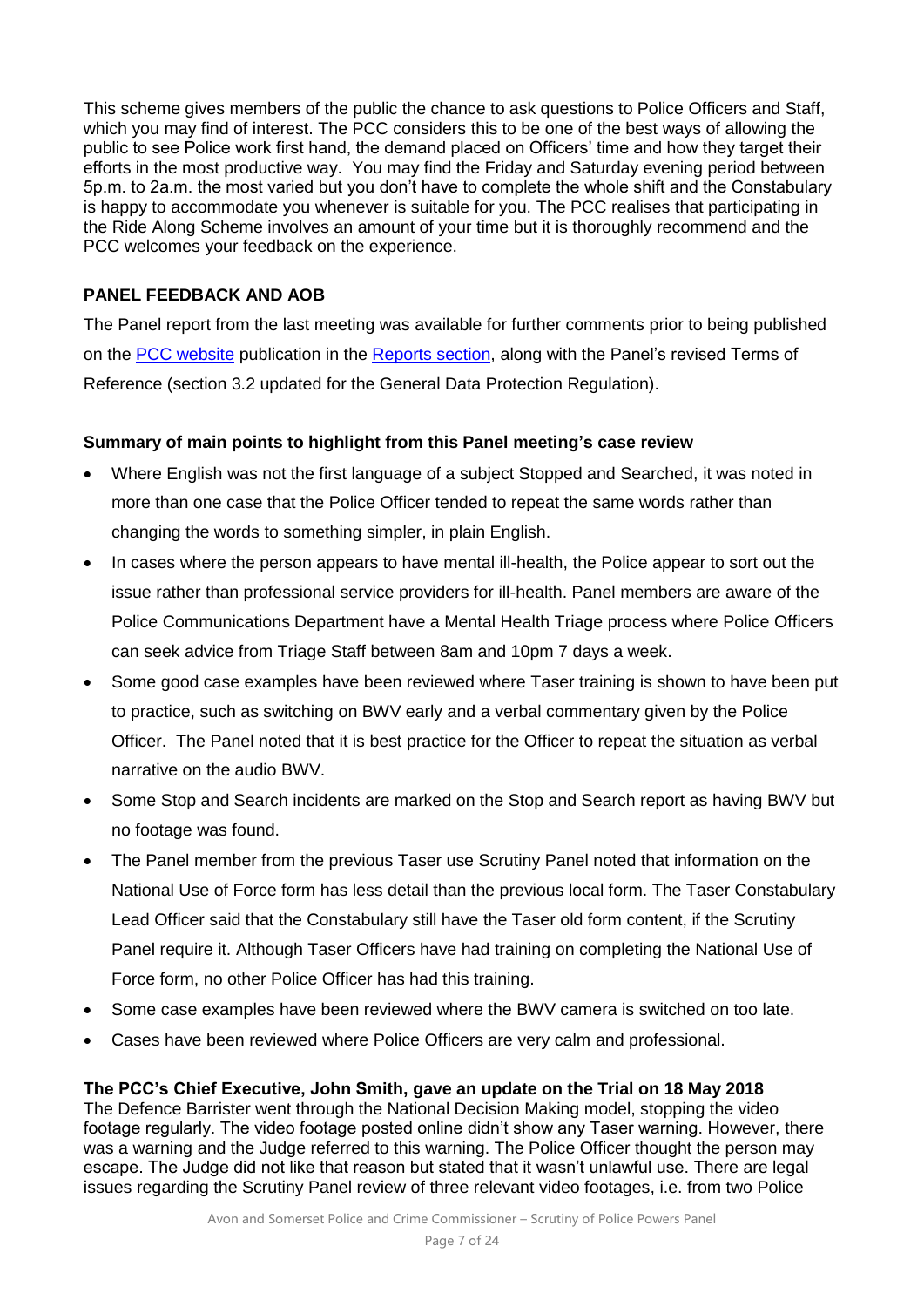This scheme gives members of the public the chance to ask questions to Police Officers and Staff, which you may find of interest. The PCC considers this to be one of the best ways of allowing the public to see Police work first hand, the demand placed on Officers' time and how they target their efforts in the most productive way. You may find the Friday and Saturday evening period between 5p.m. to 2a.m. the most varied but you don't have to complete the whole shift and the Constabulary is happy to accommodate you whenever is suitable for you. The PCC realises that participating in the Ride Along Scheme involves an amount of your time but it is thoroughly recommend and the PCC welcomes your feedback on the experience.

**PANEL FEEDBACK AND AOB**

The Panel report from the last meeting was available for further comments prior to being published on the PCC website publication in the Reports section, along with the Panel's revised Terms of Reference (section 3.2 updated for the General Data Protection Regulation).

**Summary of main points to highlight from this Panel meeting's case review**

- Where English was not the first language of a subject Stopped and Searched, it was noted in more than one case that the Police Officer tended to repeat the same words rather than changing the words to something simpler, in plain English.
- In cases where the person appears to have mental ill-health, the Police appear to sort out the issue rather than professional service providers for ill-health. Panel members are aware of the Police Communications Department have a Mental Health Triage process where Police Officers can seek advice from Triage Staff between 8am and 10pm 7 days a week.
- Some good case examples have been reviewed where Taser training is shown to have been put to practice, such as switching on BWV early and a verbal commentary given by the Police Officer. The Panel noted that it is best practice for the Officer to repeat the situation as verbal narrative on the audio BWV.
- Some Stop and Search incidents are marked on the Stop and Search report as having BWV but no footage was found.
- The Panel member from the previous Taser use Scrutiny Panel noted that information on the National Use of Force form has less detail than the previous local form. The Taser Constabulary Lead Officer said that the Constabulary still have the Taser old form content, if the Scrutiny Panel require it. Although Taser Officers have had training on completing the National Use of Force form, no other Police Officer has had this training.
- Some case examples have been reviewed where the BWV camera is switched on too late.
- Cases have been reviewed where Police Officers are very calm and professional.

**The PCC's Chief Executive, John Smith, gave an update on the Trial on 18 May 2018**

The Defence Barrister went through the National Decision Making model, stopping the video footage regularly. The video footage posted online didn't show any Taser warning. However, there was a warning and the Judge referred to this warning. The Police Officer thought the person may escape. The Judge did not like that reason but stated that it wasn't unlawful use. There are legal issues regarding the Scrutiny Panel review of three relevant video footages, i.e. from two Police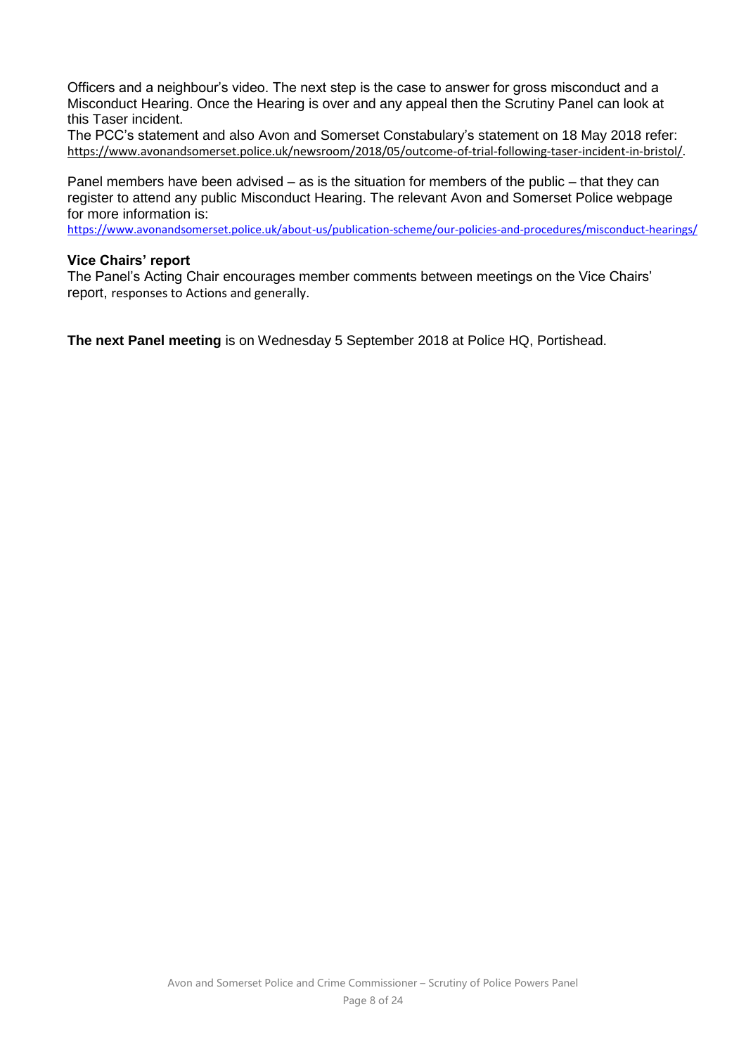Officers and a neighbour's video. The next step is the case to answer for gross misconduct and a Misconduct Hearing. Once the Hearing is over and any appeal then the Scrutiny Panel can look at this Taser incident.

The PCC's statement and also Avon and Somerset Constabulary's statement on 18 May 2018 refer: https://www.avonandsomerset.police.uk/newsroom/2018/05/outcome-of-trial-following-taser-incident-in-bristol/.

Panel members have been advised – as is the situation for members of the public – that they can register to attend any public Misconduct Hearing. The relevant Avon and Somerset Police webpage for more information is:

https://www.avonandsomerset.police.uk/about-us/publication-scheme/our-policies-and-procedures/misconduct-hearings/

**Vice Chairs' report**

The Panel's Acting Chair encourages member comments between meetings on the Vice Chairs' report, responses to Actions and generally.

**The next Panel meeting** is on Wednesday 5 September 2018 at Police HQ, Portishead.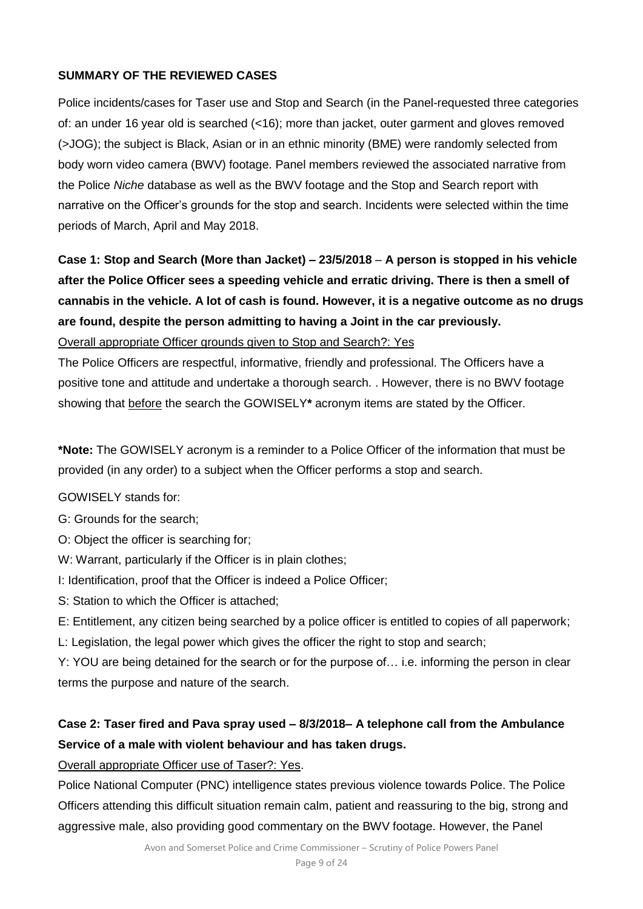**SUMMARY OF THE REVIEWED CASES**

Police incidents/cases for Taser use and Stop and Search (in the Panel-requested three categories of: an under 16 year old is searched (<16); more than jacket, outer garment and gloves removed (>JOG); the subject is Black, Asian or in an ethnic minority (BME) were randomly selected from body worn video camera (BWV) footage. Panel members reviewed the associated narrative from the Police *Niche* database as well as the BWV footage and the Stop and Search report with narrative on the Officer's grounds for the stop and search. Incidents were selected within the time periods of March, April and May 2018.

**Case 1: Stop and Search (More than Jacket) – 23/5/2018 – A person is stopped in his vehicle after the Police Officer sees a speeding vehicle and erratic driving. There is then a smell of cannabis in the vehicle. A lot of cash is found. However, it is a negative outcome as no drugs are found, despite the person admitting to having a Joint in the car previously.**

Overall appropriate Officer grounds given to Stop and Search?: Yes

The Police Officers are respectful, informative, friendly and professional. The Officers have a positive tone and attitude and undertake a thorough search. . However, there is no BWV footage showing that before the search the GOWISELY**\*** acronym items are stated by the Officer.

**\*Note:** The GOWISELY acronym is a reminder to a Police Officer of the information that must be provided (in any order) to a subject when the Officer performs a stop and search.

GOWISELY stands for:

- G: Grounds for the search;
- O: Object the officer is searching for;
- W: Warrant, particularly if the Officer is in plain clothes;
- I: Identification, proof that the Officer is indeed a Police Officer;
- S: Station to which the Officer is attached;
- E: Entitlement, any citizen being searched by a police officer is entitled to copies of all paperwork;
- L: Legislation, the legal power which gives the officer the right to stop and search;
- Y: YOU are being detained for the search or for the purpose of… i.e. informing the person in clear terms the purpose and nature of the search.

**Case 2: Taser fired and Pava spray used – 8/3/2018– A telephone call from the Ambulance Service of a male with violent behaviour and has taken drugs.**

Overall appropriate Officer use of Taser?: Yes.

Police National Computer (PNC) intelligence states previous violence towards Police. The Police Officers attending this difficult situation remain calm, patient and reassuring to the big, strong and aggressive male, also providing good commentary on the BWV footage. However, the Panel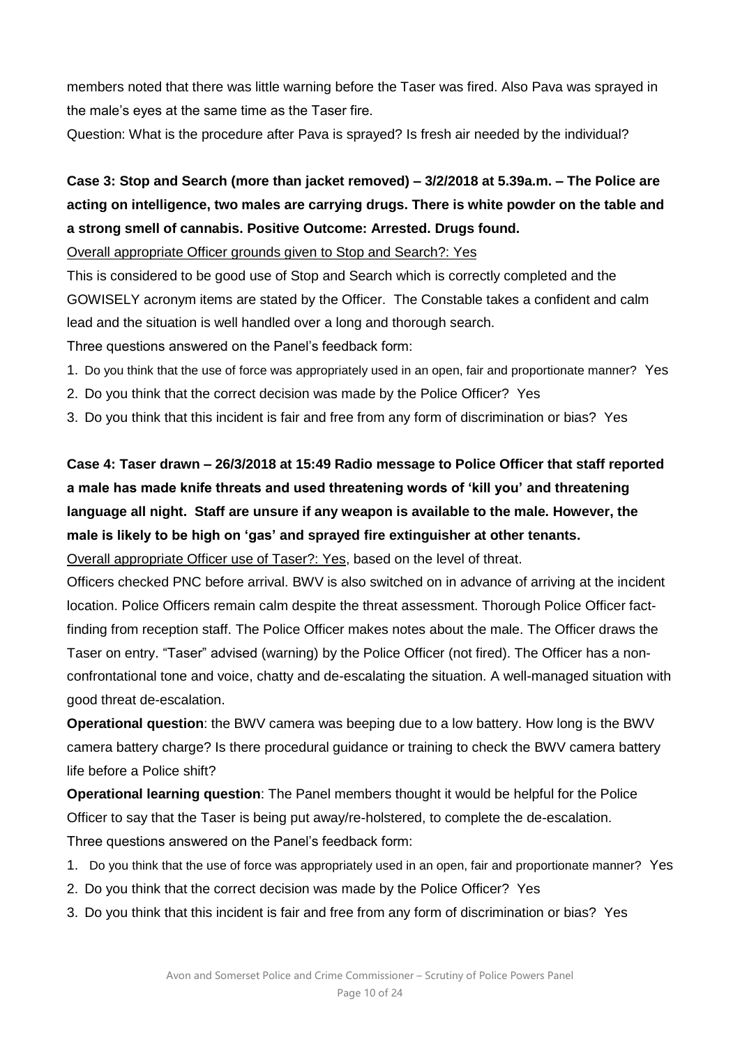members noted that there was little warning before the Taser was fired. Also Pava was sprayed in the male's eyes at the same time as the Taser fire.

Question: What is the procedure after Pava is sprayed? Is fresh air needed by the individual?

**Case 3: Stop and Search (more than jacket removed) – 3/2/2018 at 5.39a.m. – The Police are acting on intelligence, two males are carrying drugs. There is white powder on the table and a strong smell of cannabis. Positive Outcome: Arrested. Drugs found.**

Overall appropriate Officer grounds given to Stop and Search?: Yes

This is considered to be good use of Stop and Search which is correctly completed and the GOWISELY acronym items are stated by the Officer. The Constable takes a confident and calm lead and the situation is well handled over a long and thorough search.

Three questions answered on the Panel's feedback form:

1. Do you think that the use of force was appropriately used in an open, fair and proportionate manner? Yes
2. Do you think that the correct decision was made by the Police Officer? Yes
3. Do you think that this incident is fair and free from any form of discrimination or bias? Yes

**Case 4: Taser drawn – 26/3/2018 at 15:49 Radio message to Police Officer that staff reported a male has made knife threats and used threatening words of 'kill you' and threatening language all night. Staff are unsure if any weapon is available to the male. However, the male is likely to be high on 'gas' and sprayed fire extinguisher at other tenants.**

Overall appropriate Officer use of Taser?: Yes, based on the level of threat.

Officers checked PNC before arrival. BWV is also switched on in advance of arriving at the incident location. Police Officers remain calm despite the threat assessment. Thorough Police Officer fact-finding from reception staff. The Police Officer makes notes about the male. The Officer draws the Taser on entry. "Taser" advised (warning) by the Police Officer (not fired). The Officer has a non-confrontational tone and voice, chatty and de-escalating the situation. A well-managed situation with good threat de-escalation.

**Operational question**: the BWV camera was beeping due to a low battery. How long is the BWV camera battery charge? Is there procedural guidance or training to check the BWV camera battery life before a Police shift?

**Operational learning question**: The Panel members thought it would be helpful for the Police Officer to say that the Taser is being put away/re-holstered, to complete the de-escalation.

Three questions answered on the Panel's feedback form:

1. Do you think that the use of force was appropriately used in an open, fair and proportionate manner? Yes
2. Do you think that the correct decision was made by the Police Officer? Yes
3. Do you think that this incident is fair and free from any form of discrimination or bias? Yes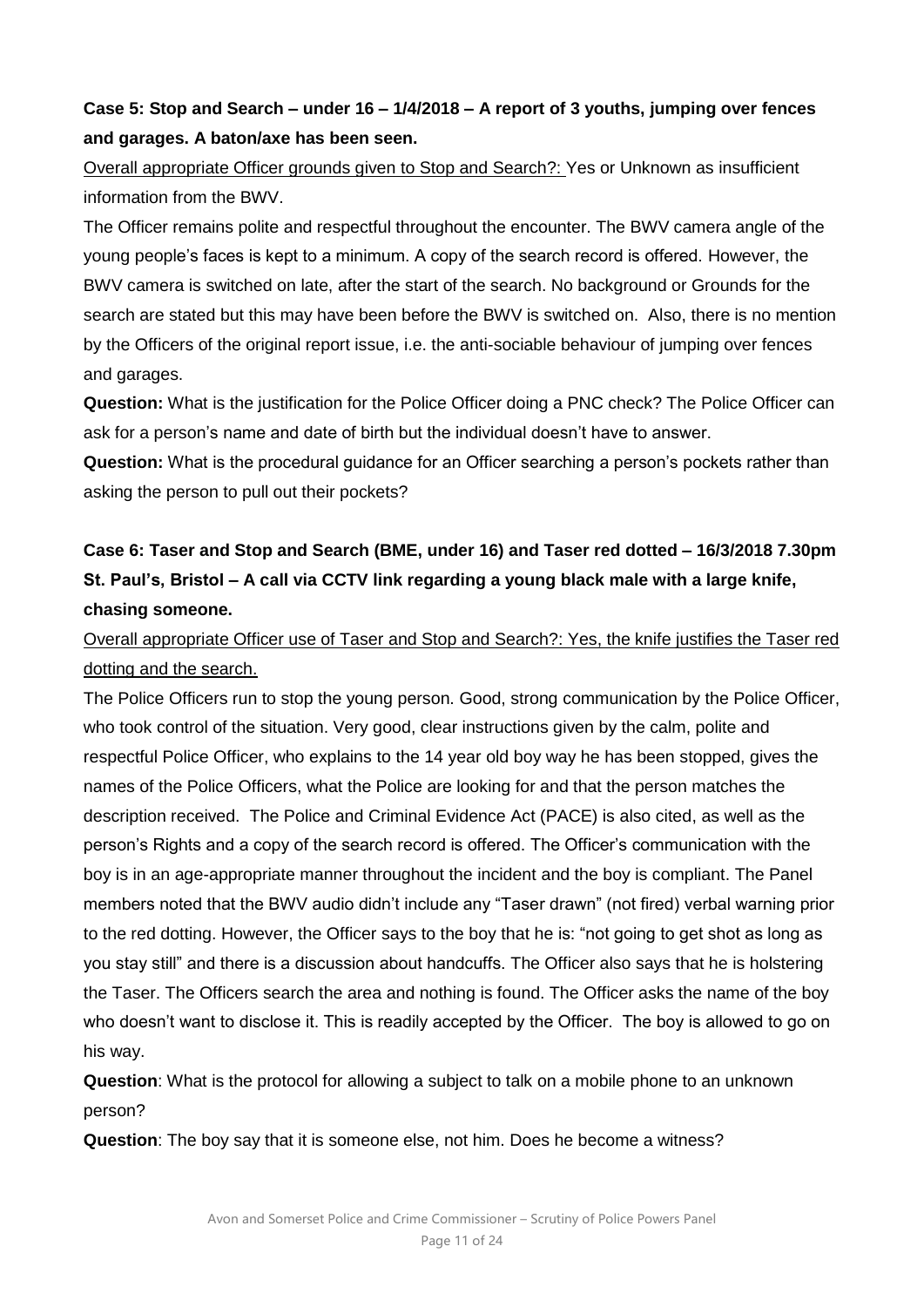**Case 5: Stop and Search – under 16 – 1/4/2018 – A report of 3 youths, jumping over fences and garages. A baton/axe has been seen.**

<u>Overall appropriate Officer grounds given to Stop and Search?:</u> Yes or Unknown as insufficient information from the BWV.

The Officer remains polite and respectful throughout the encounter. The BWV camera angle of the young people's faces is kept to a minimum. A copy of the search record is offered. However, the BWV camera is switched on late, after the start of the search. No background or Grounds for the search are stated but this may have been before the BWV is switched on. Also, there is no mention by the Officers of the original report issue, i.e. the anti-sociable behaviour of jumping over fences and garages.

**Question:** What is the justification for the Police Officer doing a PNC check? The Police Officer can ask for a person's name and date of birth but the individual doesn't have to answer.

**Question:** What is the procedural guidance for an Officer searching a person's pockets rather than asking the person to pull out their pockets?

**Case 6: Taser and Stop and Search (BME, under 16) and Taser red dotted – 16/3/2018 7.30pm St. Paul's, Bristol – A call via CCTV link regarding a young black male with a large knife, chasing someone.**

<u>Overall appropriate Officer use of Taser and Stop and Search?: Yes, the knife justifies the Taser red dotting and the search.</u>

The Police Officers run to stop the young person. Good, strong communication by the Police Officer, who took control of the situation. Very good, clear instructions given by the calm, polite and respectful Police Officer, who explains to the 14 year old boy way he has been stopped, gives the names of the Police Officers, what the Police are looking for and that the person matches the description received. The Police and Criminal Evidence Act (PACE) is also cited, as well as the person's Rights and a copy of the search record is offered. The Officer's communication with the boy is in an age-appropriate manner throughout the incident and the boy is compliant. The Panel members noted that the BWV audio didn't include any "Taser drawn" (not fired) verbal warning prior to the red dotting. However, the Officer says to the boy that he is: "not going to get shot as long as you stay still" and there is a discussion about handcuffs. The Officer also says that he is holstering the Taser. The Officers search the area and nothing is found. The Officer asks the name of the boy who doesn't want to disclose it. This is readily accepted by the Officer. The boy is allowed to go on his way.

**Question**: What is the protocol for allowing a subject to talk on a mobile phone to an unknown person?

**Question**: The boy say that it is someone else, not him. Does he become a witness?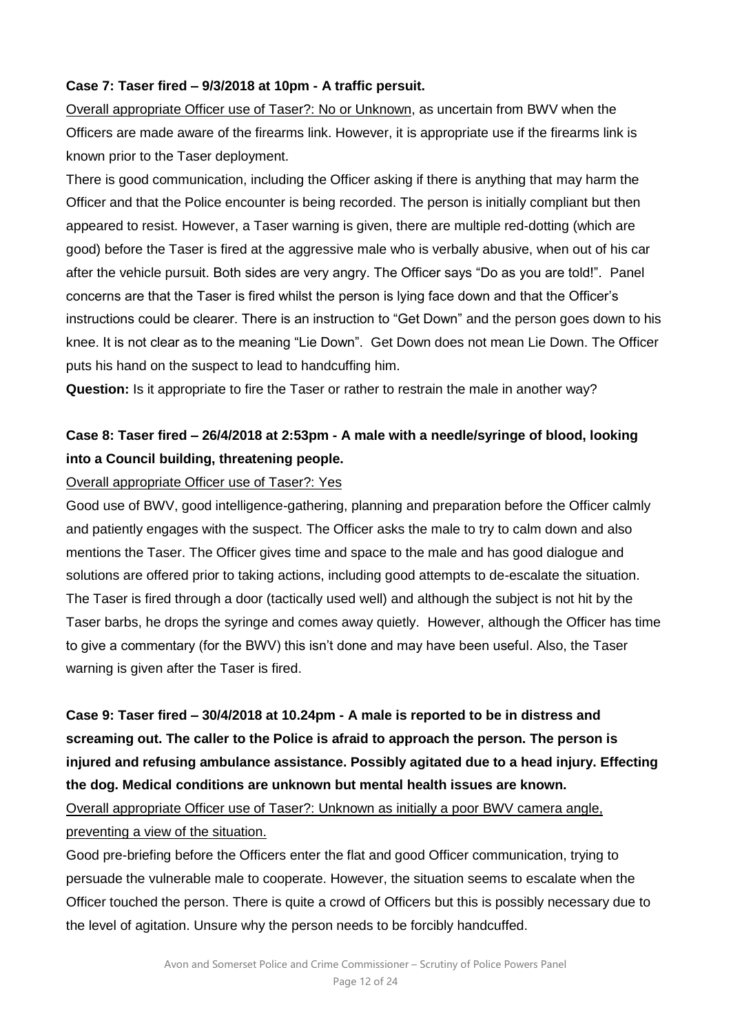**Case 7: Taser fired – 9/3/2018 at 10pm - A traffic persuit.**

Overall appropriate Officer use of Taser?: No or Unknown, as uncertain from BWV when the Officers are made aware of the firearms link. However, it is appropriate use if the firearms link is known prior to the Taser deployment.

There is good communication, including the Officer asking if there is anything that may harm the Officer and that the Police encounter is being recorded. The person is initially compliant but then appeared to resist. However, a Taser warning is given, there are multiple red-dotting (which are good) before the Taser is fired at the aggressive male who is verbally abusive, when out of his car after the vehicle pursuit. Both sides are very angry. The Officer says "Do as you are told!". Panel concerns are that the Taser is fired whilst the person is lying face down and that the Officer's instructions could be clearer. There is an instruction to "Get Down" and the person goes down to his knee. It is not clear as to the meaning "Lie Down". Get Down does not mean Lie Down. The Officer puts his hand on the suspect to lead to handcuffing him.

**Question:** Is it appropriate to fire the Taser or rather to restrain the male in another way?

**Case 8: Taser fired – 26/4/2018 at 2:53pm - A male with a needle/syringe of blood, looking into a Council building, threatening people.**

Overall appropriate Officer use of Taser?: Yes

Good use of BWV, good intelligence-gathering, planning and preparation before the Officer calmly and patiently engages with the suspect. The Officer asks the male to try to calm down and also mentions the Taser. The Officer gives time and space to the male and has good dialogue and solutions are offered prior to taking actions, including good attempts to de-escalate the situation. The Taser is fired through a door (tactically used well) and although the subject is not hit by the Taser barbs, he drops the syringe and comes away quietly. However, although the Officer has time to give a commentary (for the BWV) this isn't done and may have been useful. Also, the Taser warning is given after the Taser is fired.

**Case 9: Taser fired – 30/4/2018 at 10.24pm - A male is reported to be in distress and screaming out. The caller to the Police is afraid to approach the person. The person is injured and refusing ambulance assistance. Possibly agitated due to a head injury. Effecting the dog. Medical conditions are unknown but mental health issues are known.**

Overall appropriate Officer use of Taser?: Unknown as initially a poor BWV camera angle, preventing a view of the situation.

Good pre-briefing before the Officers enter the flat and good Officer communication, trying to persuade the vulnerable male to cooperate. However, the situation seems to escalate when the Officer touched the person. There is quite a crowd of Officers but this is possibly necessary due to the level of agitation. Unsure why the person needs to be forcibly handcuffed.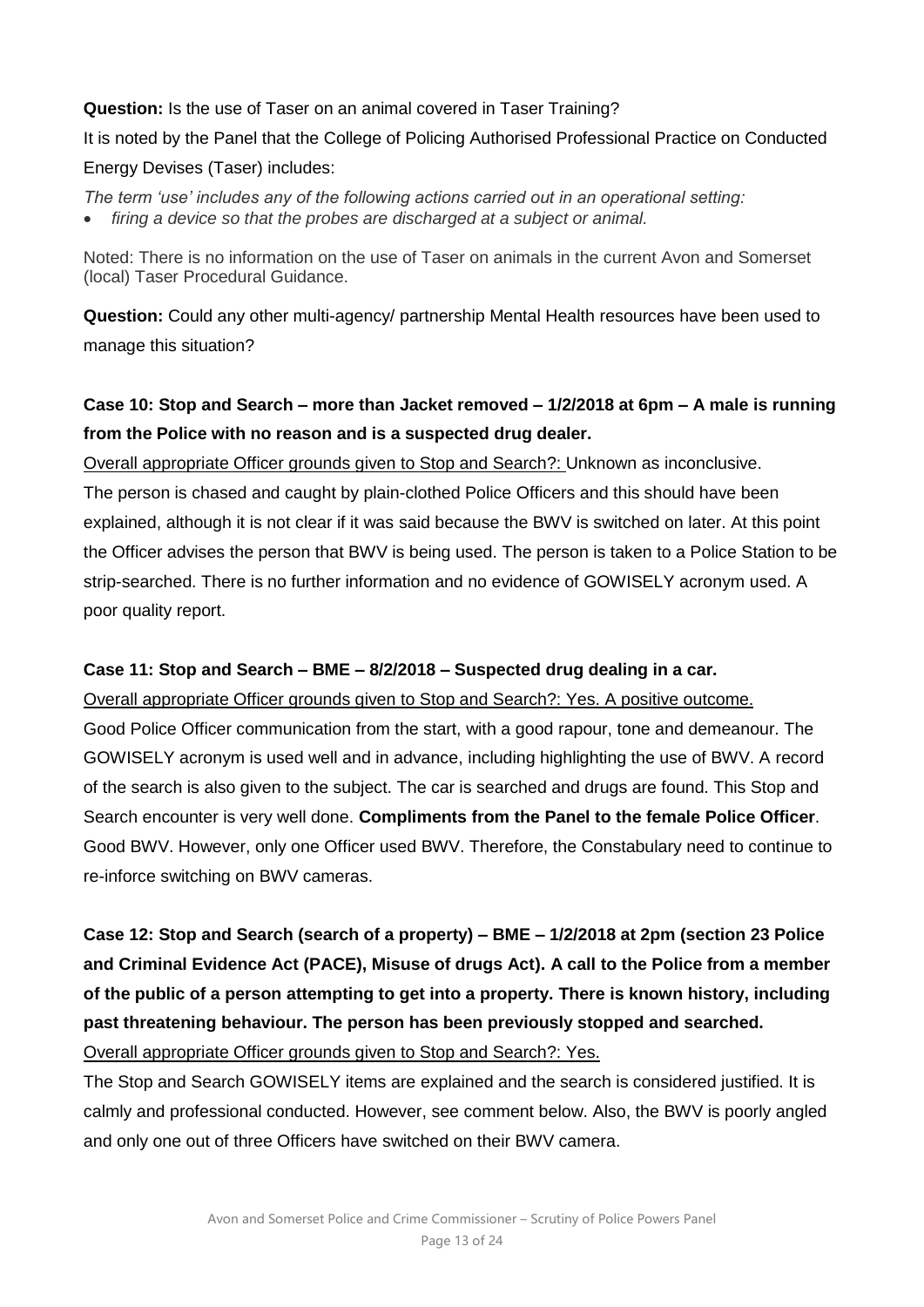**Question:** Is the use of Taser on an animal covered in Taser Training?

It is noted by the Panel that the College of Policing Authorised Professional Practice on Conducted Energy Devises (Taser) includes:

*The term 'use' includes any of the following actions carried out in an operational setting:*

- *firing a device so that the probes are discharged at a subject or animal.*

Noted: There is no information on the use of Taser on animals in the current Avon and Somerset (local) Taser Procedural Guidance.

**Question:** Could any other multi-agency/ partnership Mental Health resources have been used to manage this situation?

**Case 10: Stop and Search – more than Jacket removed – 1/2/2018 at 6pm – A male is running from the Police with no reason and is a suspected drug dealer.**

Overall appropriate Officer grounds given to Stop and Search?: Unknown as inconclusive.

The person is chased and caught by plain-clothed Police Officers and this should have been explained, although it is not clear if it was said because the BWV is switched on later. At this point the Officer advises the person that BWV is being used. The person is taken to a Police Station to be strip-searched. There is no further information and no evidence of GOWISELY acronym used. A poor quality report.

**Case 11: Stop and Search – BME – 8/2/2018 – Suspected drug dealing in a car.**

Overall appropriate Officer grounds given to Stop and Search?: Yes. A positive outcome.

Good Police Officer communication from the start, with a good rapour, tone and demeanour. The GOWISELY acronym is used well and in advance, including highlighting the use of BWV. A record of the search is also given to the subject. The car is searched and drugs are found. This Stop and Search encounter is very well done. **Compliments from the Panel to the female Police Officer**. Good BWV. However, only one Officer used BWV. Therefore, the Constabulary need to continue to re-inforce switching on BWV cameras.

**Case 12: Stop and Search (search of a property) – BME – 1/2/2018 at 2pm (section 23 Police and Criminal Evidence Act (PACE), Misuse of drugs Act). A call to the Police from a member of the public of a person attempting to get into a property. There is known history, including past threatening behaviour. The person has been previously stopped and searched.**

Overall appropriate Officer grounds given to Stop and Search?: Yes.

The Stop and Search GOWISELY items are explained and the search is considered justified. It is calmly and professional conducted. However, see comment below. Also, the BWV is poorly angled and only one out of three Officers have switched on their BWV camera.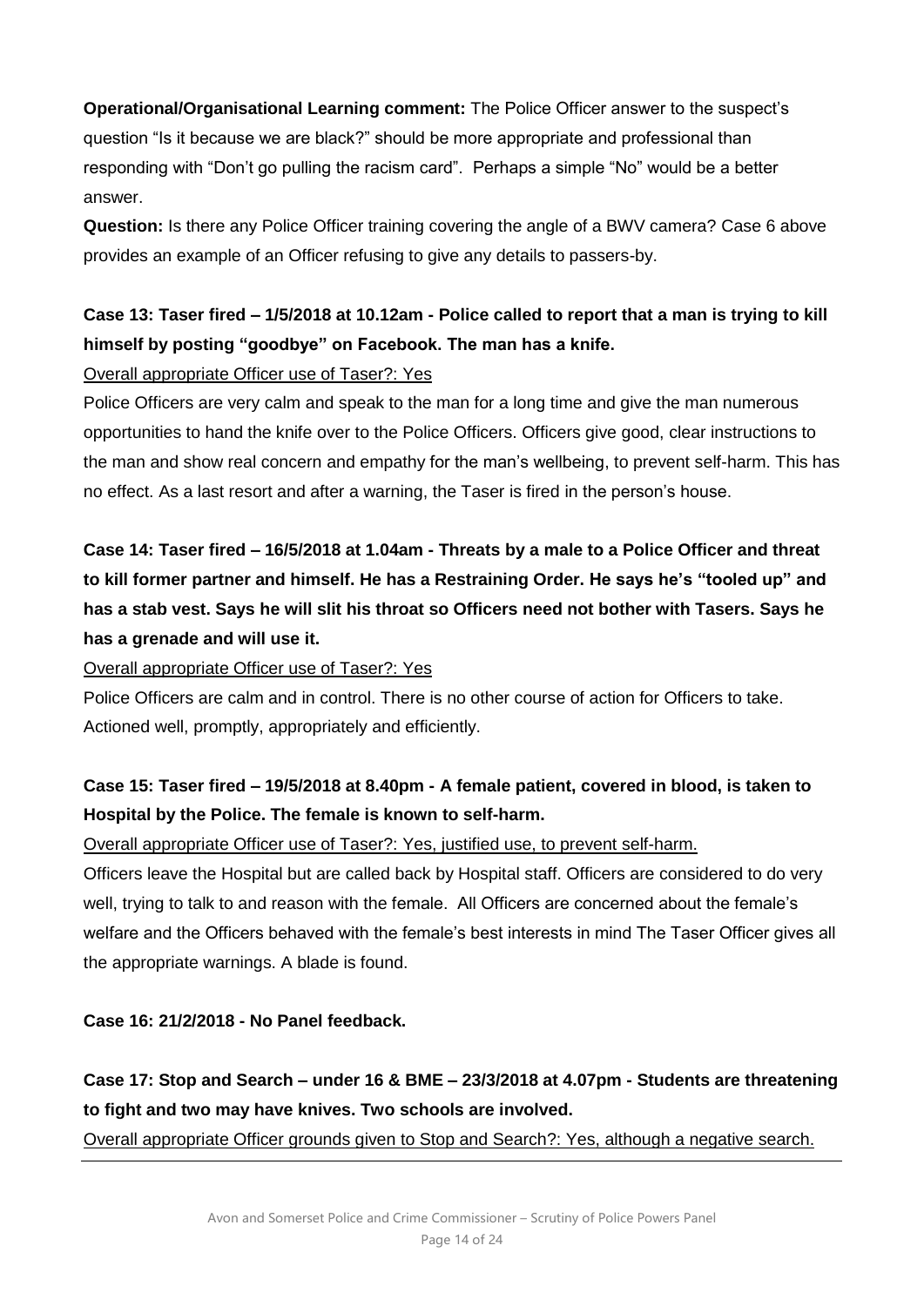**Operational/Organisational Learning comment:** The Police Officer answer to the suspect's question "Is it because we are black?" should be more appropriate and professional than responding with "Don't go pulling the racism card". Perhaps a simple "No" would be a better answer.

**Question:** Is there any Police Officer training covering the angle of a BWV camera? Case 6 above provides an example of an Officer refusing to give any details to passers-by.

**Case 13: Taser fired – 1/5/2018 at 10.12am - Police called to report that a man is trying to kill himself by posting "goodbye" on Facebook. The man has a knife.**

Overall appropriate Officer use of Taser?: Yes

Police Officers are very calm and speak to the man for a long time and give the man numerous opportunities to hand the knife over to the Police Officers. Officers give good, clear instructions to the man and show real concern and empathy for the man's wellbeing, to prevent self-harm. This has no effect. As a last resort and after a warning, the Taser is fired in the person's house.

**Case 14: Taser fired – 16/5/2018 at 1.04am - Threats by a male to a Police Officer and threat to kill former partner and himself. He has a Restraining Order. He says he's "tooled up" and has a stab vest. Says he will slit his throat so Officers need not bother with Tasers. Says he has a grenade and will use it.**

Overall appropriate Officer use of Taser?: Yes

Police Officers are calm and in control. There is no other course of action for Officers to take. Actioned well, promptly, appropriately and efficiently.

**Case 15: Taser fired – 19/5/2018 at 8.40pm - A female patient, covered in blood, is taken to Hospital by the Police. The female is known to self-harm.**

Overall appropriate Officer use of Taser?: Yes, justified use, to prevent self-harm.

Officers leave the Hospital but are called back by Hospital staff. Officers are considered to do very well, trying to talk to and reason with the female. All Officers are concerned about the female's welfare and the Officers behaved with the female's best interests in mind The Taser Officer gives all the appropriate warnings. A blade is found.

**Case 16: 21/2/2018 - No Panel feedback.**

**Case 17: Stop and Search – under 16 & BME – 23/3/2018 at 4.07pm - Students are threatening to fight and two may have knives. Two schools are involved.**

Overall appropriate Officer grounds given to Stop and Search?: Yes, although a negative search.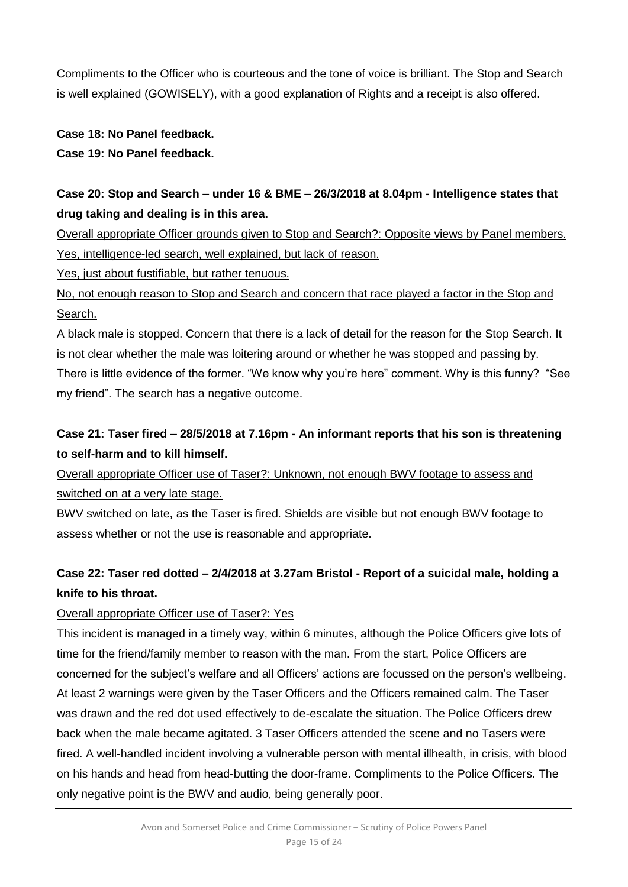Compliments to the Officer who is courteous and the tone of voice is brilliant. The Stop and Search is well explained (GOWISELY), with a good explanation of Rights and a receipt is also offered.

**Case 18: No Panel feedback.**

**Case 19: No Panel feedback.**

**Case 20: Stop and Search – under 16 & BME – 26/3/2018 at 8.04pm - Intelligence states that drug taking and dealing is in this area.**

Overall appropriate Officer grounds given to Stop and Search?: Opposite views by Panel members.

Yes, intelligence-led search, well explained, but lack of reason.

Yes, just about fustifiable, but rather tenuous.

No, not enough reason to Stop and Search and concern that race played a factor in the Stop and Search.

A black male is stopped. Concern that there is a lack of detail for the reason for the Stop Search. It is not clear whether the male was loitering around or whether he was stopped and passing by. There is little evidence of the former. "We know why you're here" comment. Why is this funny? "See my friend". The search has a negative outcome.

**Case 21: Taser fired – 28/5/2018 at 7.16pm - An informant reports that his son is threatening to self-harm and to kill himself.**

Overall appropriate Officer use of Taser?: Unknown, not enough BWV footage to assess and switched on at a very late stage.

BWV switched on late, as the Taser is fired. Shields are visible but not enough BWV footage to assess whether or not the use is reasonable and appropriate.

**Case 22: Taser red dotted – 2/4/2018 at 3.27am Bristol - Report of a suicidal male, holding a knife to his throat.**

Overall appropriate Officer use of Taser?: Yes

This incident is managed in a timely way, within 6 minutes, although the Police Officers give lots of time for the friend/family member to reason with the man. From the start, Police Officers are concerned for the subject's welfare and all Officers' actions are focussed on the person's wellbeing. At least 2 warnings were given by the Taser Officers and the Officers remained calm. The Taser was drawn and the red dot used effectively to de-escalate the situation. The Police Officers drew back when the male became agitated. 3 Taser Officers attended the scene and no Tasers were fired. A well-handled incident involving a vulnerable person with mental illhealth, in crisis, with blood on his hands and head from head-butting the door-frame. Compliments to the Police Officers. The only negative point is the BWV and audio, being generally poor.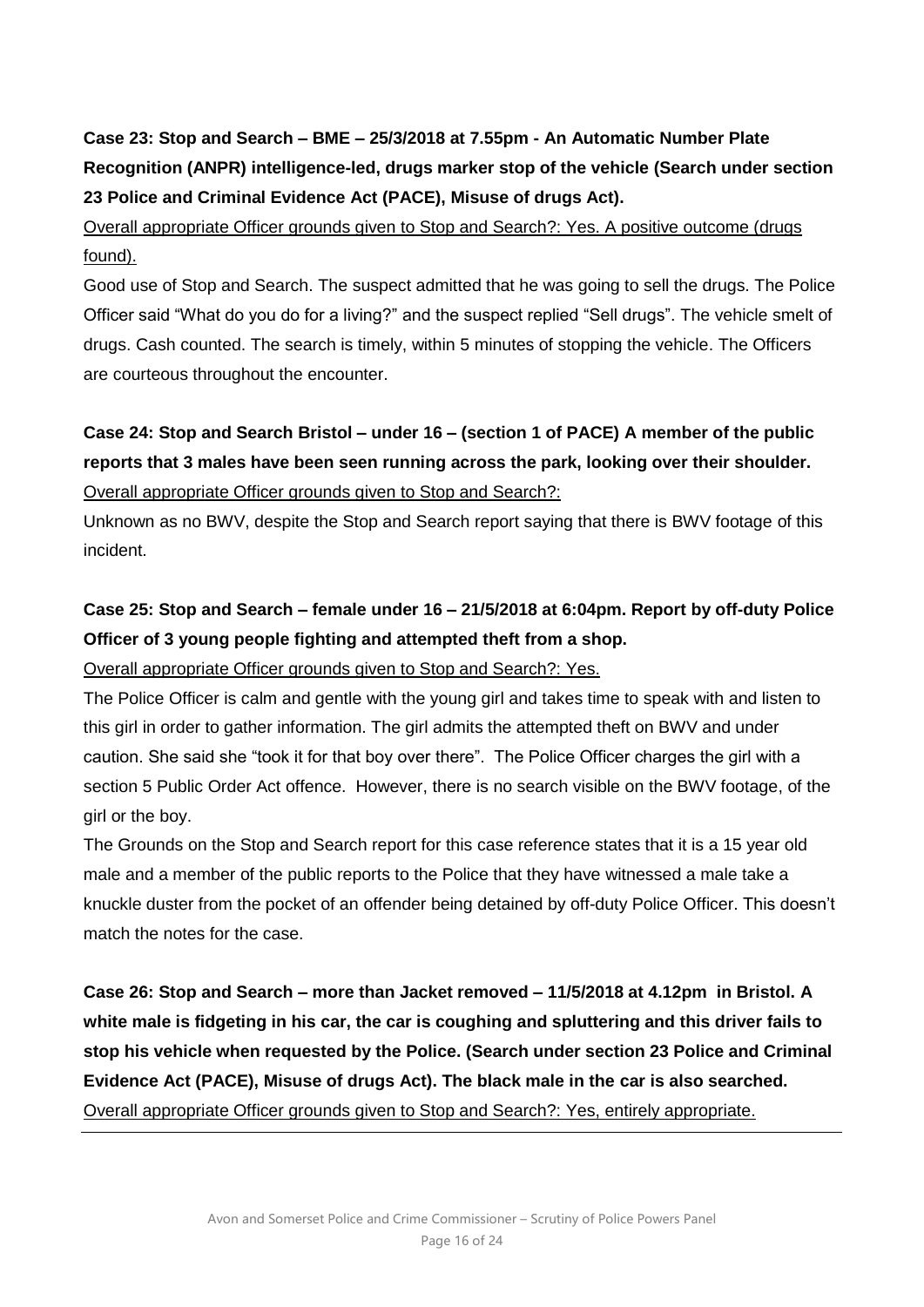**Case 23: Stop and Search – BME – 25/3/2018 at 7.55pm - An Automatic Number Plate Recognition (ANPR) intelligence-led, drugs marker stop of the vehicle (Search under section 23 Police and Criminal Evidence Act (PACE), Misuse of drugs Act).**

<u>Overall appropriate Officer grounds given to Stop and Search?: Yes. A positive outcome (drugs found).</u>

Good use of Stop and Search. The suspect admitted that he was going to sell the drugs. The Police Officer said "What do you do for a living?" and the suspect replied "Sell drugs". The vehicle smelt of drugs. Cash counted. The search is timely, within 5 minutes of stopping the vehicle. The Officers are courteous throughout the encounter.

**Case 24: Stop and Search Bristol – under 16 – (section 1 of PACE) A member of the public reports that 3 males have been seen running across the park, looking over their shoulder.**

<u>Overall appropriate Officer grounds given to Stop and Search?:</u>

Unknown as no BWV, despite the Stop and Search report saying that there is BWV footage of this incident.

**Case 25: Stop and Search – female under 16 – 21/5/2018 at 6:04pm. Report by off-duty Police Officer of 3 young people fighting and attempted theft from a shop.**

<u>Overall appropriate Officer grounds given to Stop and Search?: Yes.</u>

The Police Officer is calm and gentle with the young girl and takes time to speak with and listen to this girl in order to gather information. The girl admits the attempted theft on BWV and under caution. She said she "took it for that boy over there". The Police Officer charges the girl with a section 5 Public Order Act offence. However, there is no search visible on the BWV footage, of the girl or the boy.

The Grounds on the Stop and Search report for this case reference states that it is a 15 year old male and a member of the public reports to the Police that they have witnessed a male take a knuckle duster from the pocket of an offender being detained by off-duty Police Officer. This doesn't match the notes for the case.

**Case 26: Stop and Search – more than Jacket removed – 11/5/2018 at 4.12pm in Bristol. A white male is fidgeting in his car, the car is coughing and spluttering and this driver fails to stop his vehicle when requested by the Police. (Search under section 23 Police and Criminal Evidence Act (PACE), Misuse of drugs Act). The black male in the car is also searched.**

<u>Overall appropriate Officer grounds given to Stop and Search?: Yes, entirely appropriate.</u>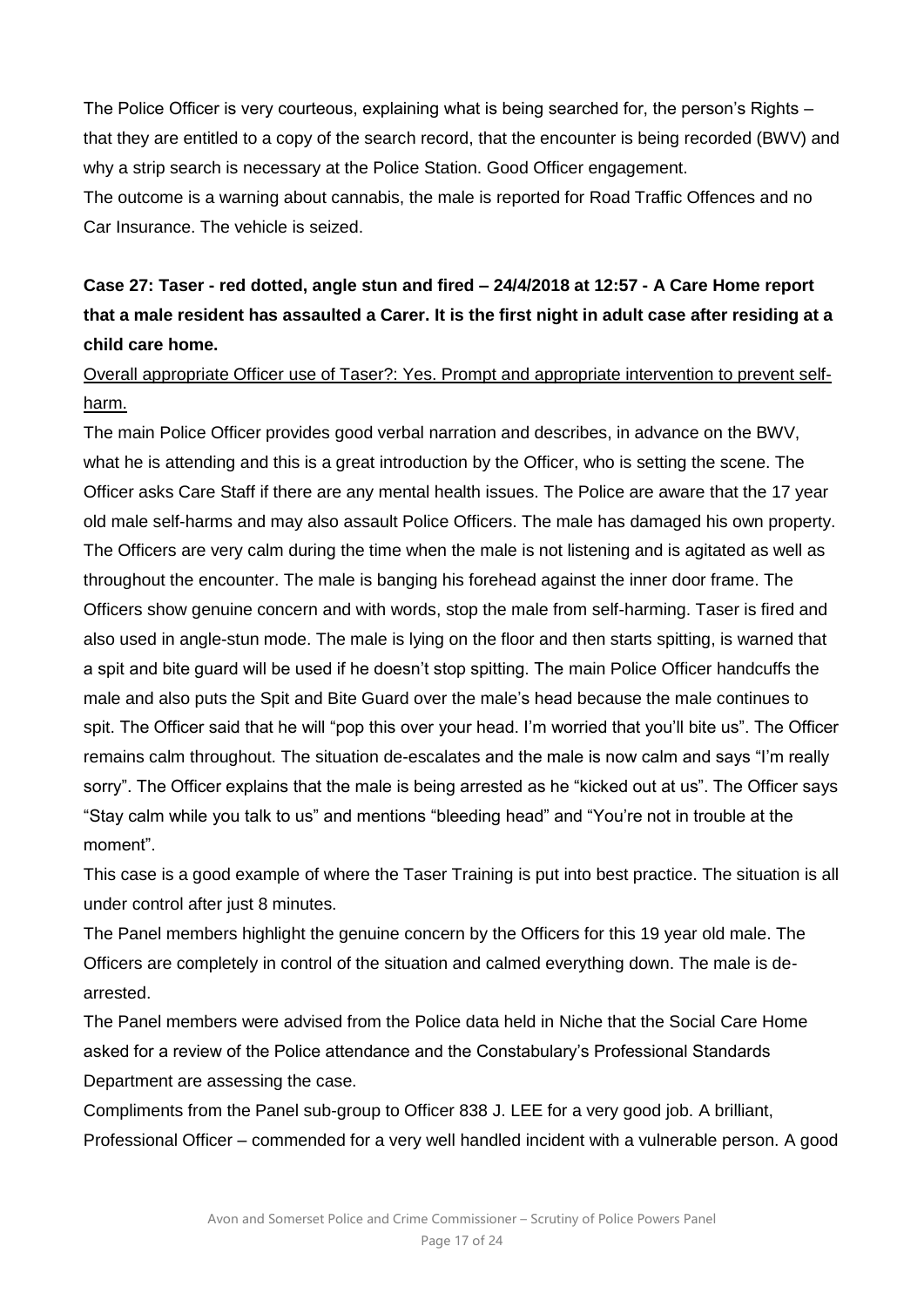The Police Officer is very courteous, explaining what is being searched for, the person's Rights – that they are entitled to a copy of the search record, that the encounter is being recorded (BWV) and why a strip search is necessary at the Police Station. Good Officer engagement.
The outcome is a warning about cannabis, the male is reported for Road Traffic Offences and no Car Insurance. The vehicle is seized.

**Case 27: Taser - red dotted, angle stun and fired – 24/4/2018 at 12:57 - A Care Home report that a male resident has assaulted a Carer. It is the first night in adult case after residing at a child care home.**

Overall appropriate Officer use of Taser?: Yes. Prompt and appropriate intervention to prevent self-harm.

The main Police Officer provides good verbal narration and describes, in advance on the BWV, what he is attending and this is a great introduction by the Officer, who is setting the scene. The Officer asks Care Staff if there are any mental health issues. The Police are aware that the 17 year old male self-harms and may also assault Police Officers. The male has damaged his own property. The Officers are very calm during the time when the male is not listening and is agitated as well as throughout the encounter. The male is banging his forehead against the inner door frame. The Officers show genuine concern and with words, stop the male from self-harming. Taser is fired and also used in angle-stun mode. The male is lying on the floor and then starts spitting, is warned that a spit and bite guard will be used if he doesn't stop spitting. The main Police Officer handcuffs the male and also puts the Spit and Bite Guard over the male's head because the male continues to spit. The Officer said that he will "pop this over your head. I'm worried that you'll bite us". The Officer remains calm throughout. The situation de-escalates and the male is now calm and says "I'm really sorry". The Officer explains that the male is being arrested as he "kicked out at us". The Officer says "Stay calm while you talk to us" and mentions "bleeding head" and "You're not in trouble at the moment".

This case is a good example of where the Taser Training is put into best practice. The situation is all under control after just 8 minutes.

The Panel members highlight the genuine concern by the Officers for this 19 year old male. The Officers are completely in control of the situation and calmed everything down. The male is de-arrested.

The Panel members were advised from the Police data held in Niche that the Social Care Home asked for a review of the Police attendance and the Constabulary's Professional Standards Department are assessing the case.

Compliments from the Panel sub-group to Officer 838 J. LEE for a very good job. A brilliant, Professional Officer – commended for a very well handled incident with a vulnerable person. A good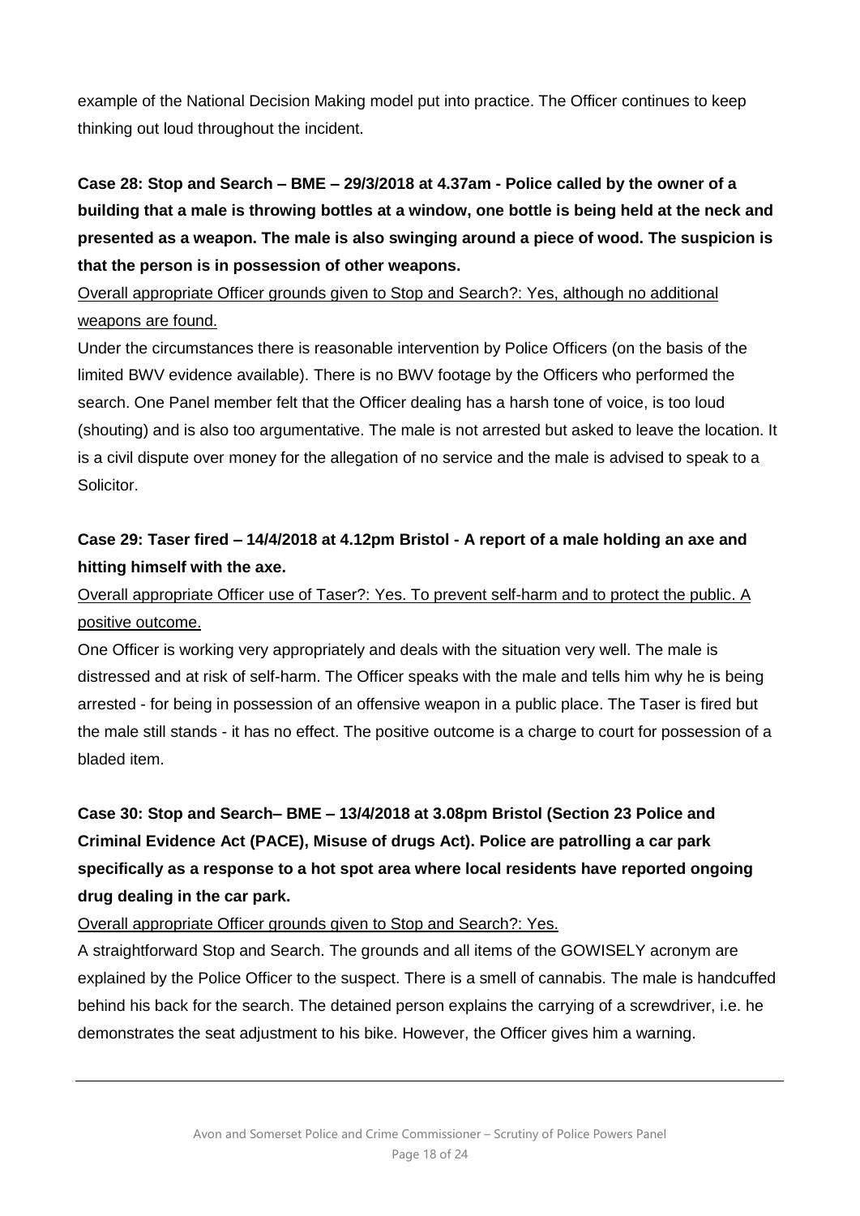example of the National Decision Making model put into practice. The Officer continues to keep thinking out loud throughout the incident.

**Case 28: Stop and Search – BME – 29/3/2018 at 4.37am - Police called by the owner of a building that a male is throwing bottles at a window, one bottle is being held at the neck and presented as a weapon. The male is also swinging around a piece of wood. The suspicion is that the person is in possession of other weapons.**

<u>Overall appropriate Officer grounds given to Stop and Search?: Yes, although no additional weapons are found.</u>

Under the circumstances there is reasonable intervention by Police Officers (on the basis of the limited BWV evidence available). There is no BWV footage by the Officers who performed the search. One Panel member felt that the Officer dealing has a harsh tone of voice, is too loud (shouting) and is also too argumentative. The male is not arrested but asked to leave the location. It is a civil dispute over money for the allegation of no service and the male is advised to speak to a Solicitor.

**Case 29: Taser fired – 14/4/2018 at 4.12pm Bristol - A report of a male holding an axe and hitting himself with the axe.**

<u>Overall appropriate Officer use of Taser?: Yes. To prevent self-harm and to protect the public. A positive outcome.</u>

One Officer is working very appropriately and deals with the situation very well. The male is distressed and at risk of self-harm. The Officer speaks with the male and tells him why he is being arrested - for being in possession of an offensive weapon in a public place. The Taser is fired but the male still stands - it has no effect. The positive outcome is a charge to court for possession of a bladed item.

**Case 30: Stop and Search– BME – 13/4/2018 at 3.08pm Bristol (Section 23 Police and Criminal Evidence Act (PACE), Misuse of drugs Act). Police are patrolling a car park specifically as a response to a hot spot area where local residents have reported ongoing drug dealing in the car park.**

<u>Overall appropriate Officer grounds given to Stop and Search?: Yes.</u>

A straightforward Stop and Search. The grounds and all items of the GOWISELY acronym are explained by the Police Officer to the suspect. There is a smell of cannabis. The male is handcuffed behind his back for the search. The detained person explains the carrying of a screwdriver, i.e. he demonstrates the seat adjustment to his bike. However, the Officer gives him a warning.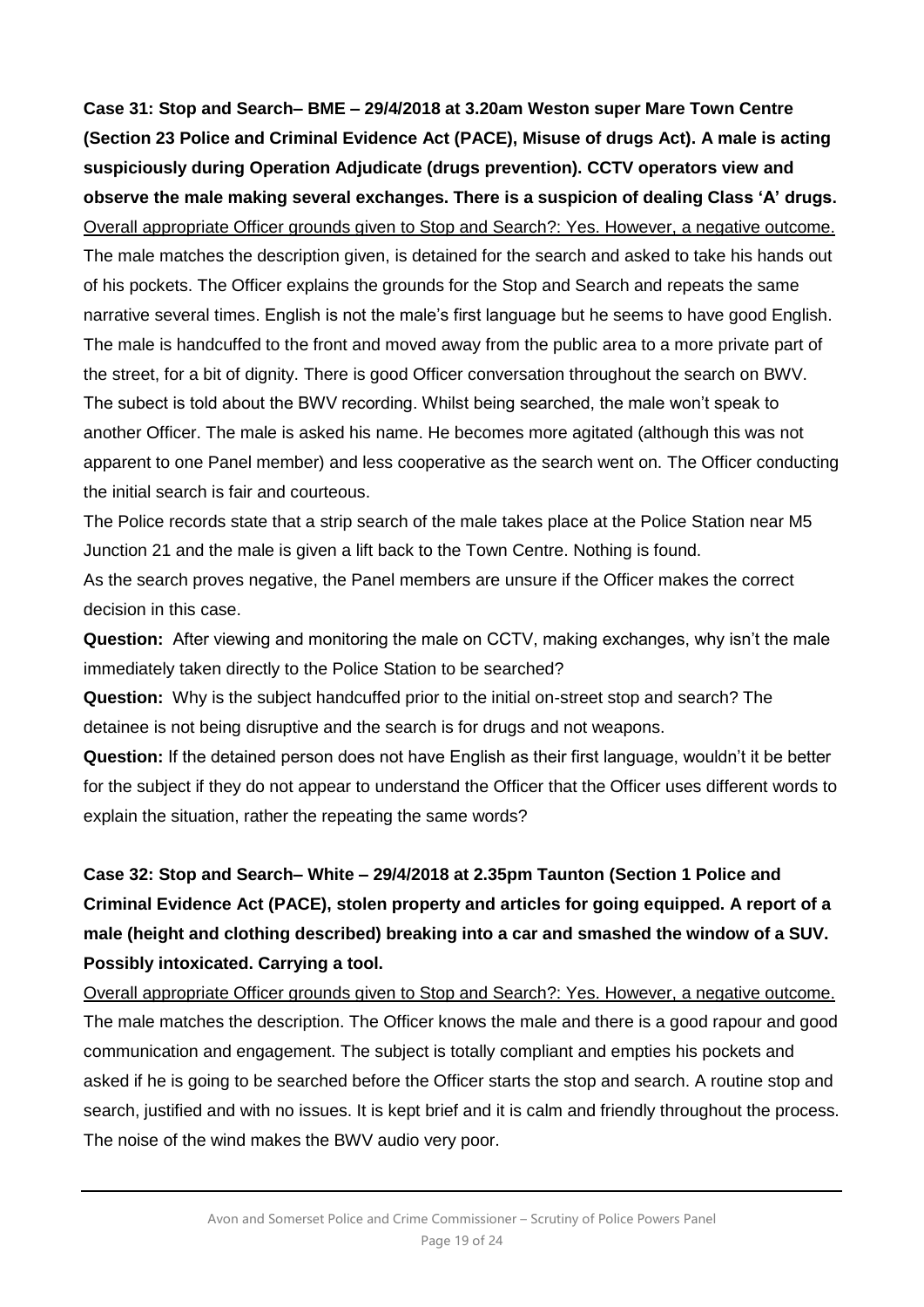**Case 31: Stop and Search– BME – 29/4/2018 at 3.20am Weston super Mare Town Centre (Section 23 Police and Criminal Evidence Act (PACE), Misuse of drugs Act). A male is acting suspiciously during Operation Adjudicate (drugs prevention). CCTV operators view and observe the male making several exchanges. There is a suspicion of dealing Class 'A' drugs.**

<u>Overall appropriate Officer grounds given to Stop and Search?: Yes. However, a negative outcome.</u>
The male matches the description given, is detained for the search and asked to take his hands out of his pockets. The Officer explains the grounds for the Stop and Search and repeats the same narrative several times. English is not the male's first language but he seems to have good English. The male is handcuffed to the front and moved away from the public area to a more private part of the street, for a bit of dignity. There is good Officer conversation throughout the search on BWV. The subect is told about the BWV recording. Whilst being searched, the male won't speak to another Officer. The male is asked his name. He becomes more agitated (although this was not apparent to one Panel member) and less cooperative as the search went on. The Officer conducting the initial search is fair and courteous.

The Police records state that a strip search of the male takes place at the Police Station near M5 Junction 21 and the male is given a lift back to the Town Centre. Nothing is found.

As the search proves negative, the Panel members are unsure if the Officer makes the correct decision in this case.

**Question:** After viewing and monitoring the male on CCTV, making exchanges, why isn't the male immediately taken directly to the Police Station to be searched?

**Question:** Why is the subject handcuffed prior to the initial on-street stop and search? The detainee is not being disruptive and the search is for drugs and not weapons.

**Question:** If the detained person does not have English as their first language, wouldn't it be better for the subject if they do not appear to understand the Officer that the Officer uses different words to explain the situation, rather the repeating the same words?

**Case 32: Stop and Search– White – 29/4/2018 at 2.35pm Taunton (Section 1 Police and Criminal Evidence Act (PACE), stolen property and articles for going equipped. A report of a male (height and clothing described) breaking into a car and smashed the window of a SUV. Possibly intoxicated. Carrying a tool.**

<u>Overall appropriate Officer grounds given to Stop and Search?: Yes. However, a negative outcome.</u>
The male matches the description. The Officer knows the male and there is a good rapour and good communication and engagement. The subject is totally compliant and empties his pockets and asked if he is going to be searched before the Officer starts the stop and search. A routine stop and search, justified and with no issues. It is kept brief and it is calm and friendly throughout the process. The noise of the wind makes the BWV audio very poor.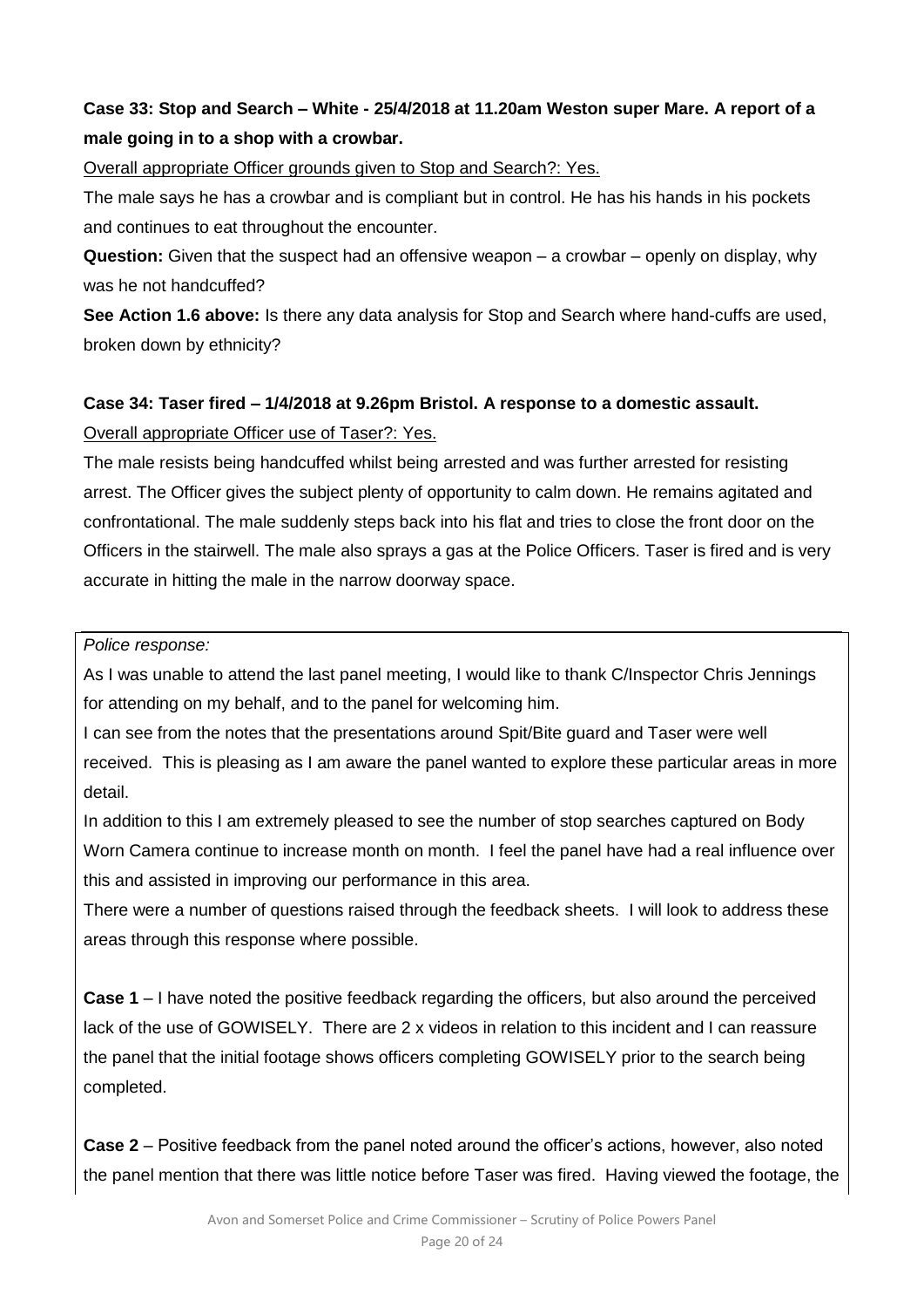**Case 33: Stop and Search – White - 25/4/2018 at 11.20am Weston super Mare. A report of a male going in to a shop with a crowbar.**

Overall appropriate Officer grounds given to Stop and Search?: Yes.

The male says he has a crowbar and is compliant but in control. He has his hands in his pockets and continues to eat throughout the encounter.

**Question:** Given that the suspect had an offensive weapon – a crowbar – openly on display, why was he not handcuffed?

**See Action 1.6 above:** Is there any data analysis for Stop and Search where hand-cuffs are used, broken down by ethnicity?

**Case 34: Taser fired – 1/4/2018 at 9.26pm Bristol. A response to a domestic assault.**

Overall appropriate Officer use of Taser?: Yes.

The male resists being handcuffed whilst being arrested and was further arrested for resisting arrest. The Officer gives the subject plenty of opportunity to calm down. He remains agitated and confrontational. The male suddenly steps back into his flat and tries to close the front door on the Officers in the stairwell. The male also sprays a gas at the Police Officers. Taser is fired and is very accurate in hitting the male in the narrow doorway space.

*Police response:*

As I was unable to attend the last panel meeting, I would like to thank C/Inspector Chris Jennings for attending on my behalf, and to the panel for welcoming him.

I can see from the notes that the presentations around Spit/Bite guard and Taser were well received. This is pleasing as I am aware the panel wanted to explore these particular areas in more detail.

In addition to this I am extremely pleased to see the number of stop searches captured on Body Worn Camera continue to increase month on month. I feel the panel have had a real influence over this and assisted in improving our performance in this area.

There were a number of questions raised through the feedback sheets. I will look to address these areas through this response where possible.

**Case 1** – I have noted the positive feedback regarding the officers, but also around the perceived lack of the use of GOWISELY. There are 2 x videos in relation to this incident and I can reassure the panel that the initial footage shows officers completing GOWISELY prior to the search being completed.

**Case 2** – Positive feedback from the panel noted around the officer's actions, however, also noted the panel mention that there was little notice before Taser was fired. Having viewed the footage, the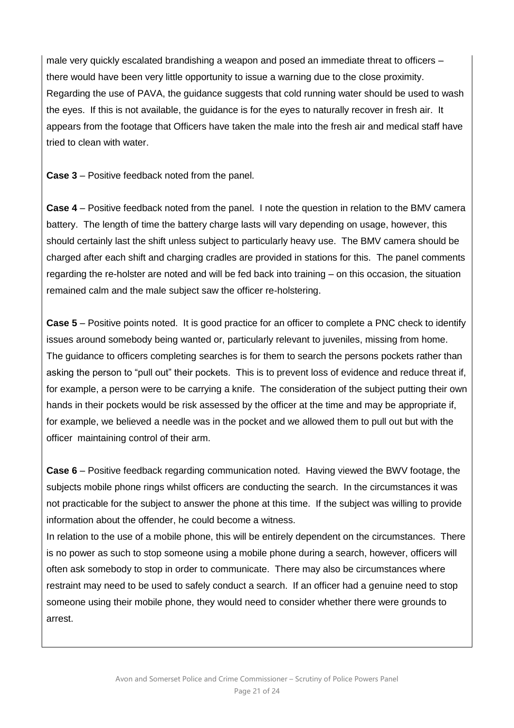male very quickly escalated brandishing a weapon and posed an immediate threat to officers – there would have been very little opportunity to issue a warning due to the close proximity. Regarding the use of PAVA, the guidance suggests that cold running water should be used to wash the eyes. If this is not available, the guidance is for the eyes to naturally recover in fresh air. It appears from the footage that Officers have taken the male into the fresh air and medical staff have tried to clean with water.

**Case 3** – Positive feedback noted from the panel.

**Case 4** – Positive feedback noted from the panel. I note the question in relation to the BMV camera battery. The length of time the battery charge lasts will vary depending on usage, however, this should certainly last the shift unless subject to particularly heavy use. The BMV camera should be charged after each shift and charging cradles are provided in stations for this. The panel comments regarding the re-holster are noted and will be fed back into training – on this occasion, the situation remained calm and the male subject saw the officer re-holstering.

**Case 5** – Positive points noted. It is good practice for an officer to complete a PNC check to identify issues around somebody being wanted or, particularly relevant to juveniles, missing from home. The guidance to officers completing searches is for them to search the persons pockets rather than asking the person to "pull out" their pockets. This is to prevent loss of evidence and reduce threat if, for example, a person were to be carrying a knife. The consideration of the subject putting their own hands in their pockets would be risk assessed by the officer at the time and may be appropriate if, for example, we believed a needle was in the pocket and we allowed them to pull out but with the officer maintaining control of their arm.

**Case 6** – Positive feedback regarding communication noted. Having viewed the BWV footage, the subjects mobile phone rings whilst officers are conducting the search. In the circumstances it was not practicable for the subject to answer the phone at this time. If the subject was willing to provide information about the offender, he could become a witness.

In relation to the use of a mobile phone, this will be entirely dependent on the circumstances. There is no power as such to stop someone using a mobile phone during a search, however, officers will often ask somebody to stop in order to communicate. There may also be circumstances where restraint may need to be used to safely conduct a search. If an officer had a genuine need to stop someone using their mobile phone, they would need to consider whether there were grounds to arrest.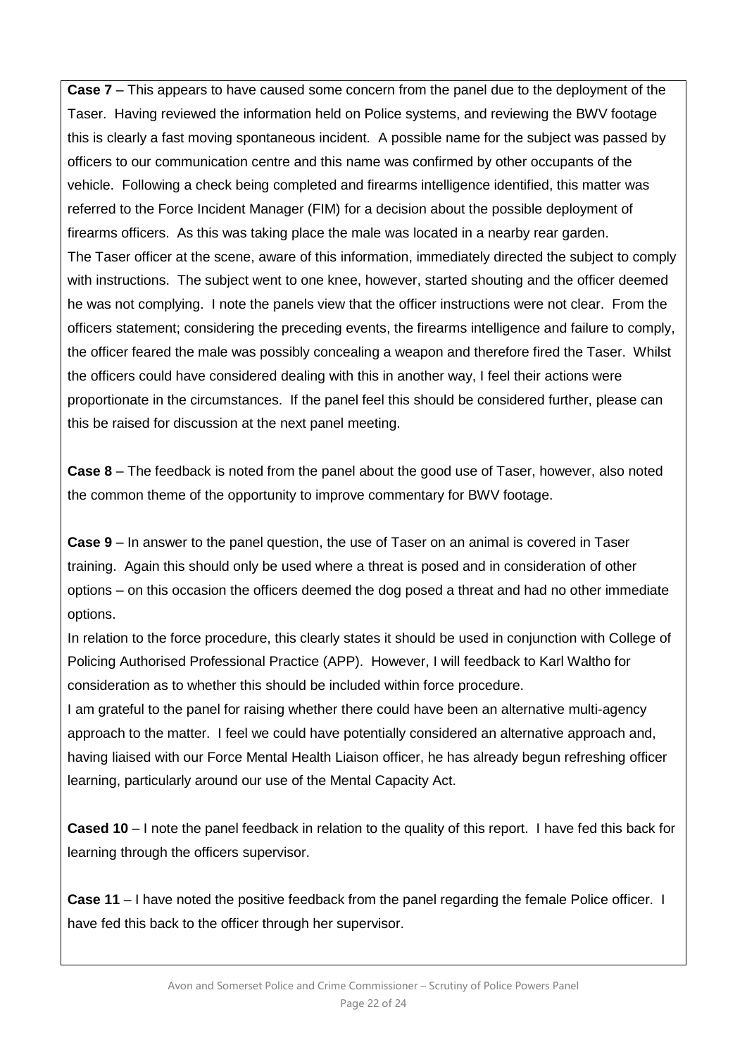**Case 7** – This appears to have caused some concern from the panel due to the deployment of the Taser. Having reviewed the information held on Police systems, and reviewing the BWV footage this is clearly a fast moving spontaneous incident. A possible name for the subject was passed by officers to our communication centre and this name was confirmed by other occupants of the vehicle. Following a check being completed and firearms intelligence identified, this matter was referred to the Force Incident Manager (FIM) for a decision about the possible deployment of firearms officers. As this was taking place the male was located in a nearby rear garden.
The Taser officer at the scene, aware of this information, immediately directed the subject to comply with instructions. The subject went to one knee, however, started shouting and the officer deemed he was not complying. I note the panels view that the officer instructions were not clear. From the officers statement; considering the preceding events, the firearms intelligence and failure to comply, the officer feared the male was possibly concealing a weapon and therefore fired the Taser. Whilst the officers could have considered dealing with this in another way, I feel their actions were proportionate in the circumstances. If the panel feel this should be considered further, please can this be raised for discussion at the next panel meeting.

**Case 8** – The feedback is noted from the panel about the good use of Taser, however, also noted the common theme of the opportunity to improve commentary for BWV footage.

**Case 9** – In answer to the panel question, the use of Taser on an animal is covered in Taser training. Again this should only be used where a threat is posed and in consideration of other options – on this occasion the officers deemed the dog posed a threat and had no other immediate options.
In relation to the force procedure, this clearly states it should be used in conjunction with College of Policing Authorised Professional Practice (APP). However, I will feedback to Karl Waltho for consideration as to whether this should be included within force procedure.
I am grateful to the panel for raising whether there could have been an alternative multi-agency approach to the matter. I feel we could have potentially considered an alternative approach and, having liaised with our Force Mental Health Liaison officer, he has already begun refreshing officer learning, particularly around our use of the Mental Capacity Act.

**Cased 10** – I note the panel feedback in relation to the quality of this report. I have fed this back for learning through the officers supervisor.

**Case 11** – I have noted the positive feedback from the panel regarding the female Police officer. I have fed this back to the officer through her supervisor.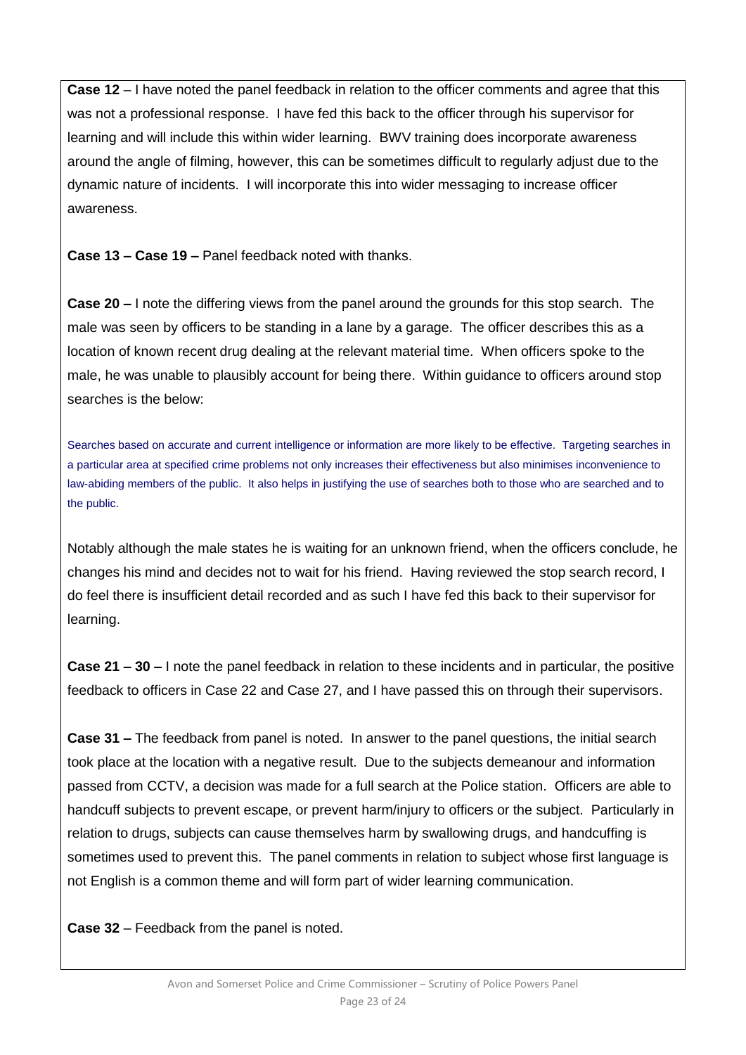**Case 12** – I have noted the panel feedback in relation to the officer comments and agree that this was not a professional response. I have fed this back to the officer through his supervisor for learning and will include this within wider learning. BWV training does incorporate awareness around the angle of filming, however, this can be sometimes difficult to regularly adjust due to the dynamic nature of incidents. I will incorporate this into wider messaging to increase officer awareness.

**Case 13 – Case 19 –** Panel feedback noted with thanks.

**Case 20 –** I note the differing views from the panel around the grounds for this stop search. The male was seen by officers to be standing in a lane by a garage. The officer describes this as a location of known recent drug dealing at the relevant material time. When officers spoke to the male, he was unable to plausibly account for being there. Within guidance to officers around stop searches is the below:

Searches based on accurate and current intelligence or information are more likely to be effective. Targeting searches in a particular area at specified crime problems not only increases their effectiveness but also minimises inconvenience to law-abiding members of the public. It also helps in justifying the use of searches both to those who are searched and to the public.

Notably although the male states he is waiting for an unknown friend, when the officers conclude, he changes his mind and decides not to wait for his friend. Having reviewed the stop search record, I do feel there is insufficient detail recorded and as such I have fed this back to their supervisor for learning.

**Case 21 – 30 –** I note the panel feedback in relation to these incidents and in particular, the positive feedback to officers in Case 22 and Case 27, and I have passed this on through their supervisors.

**Case 31 –** The feedback from panel is noted. In answer to the panel questions, the initial search took place at the location with a negative result. Due to the subjects demeanour and information passed from CCTV, a decision was made for a full search at the Police station. Officers are able to handcuff subjects to prevent escape, or prevent harm/injury to officers or the subject. Particularly in relation to drugs, subjects can cause themselves harm by swallowing drugs, and handcuffing is sometimes used to prevent this. The panel comments in relation to subject whose first language is not English is a common theme and will form part of wider learning communication.

**Case 32** – Feedback from the panel is noted.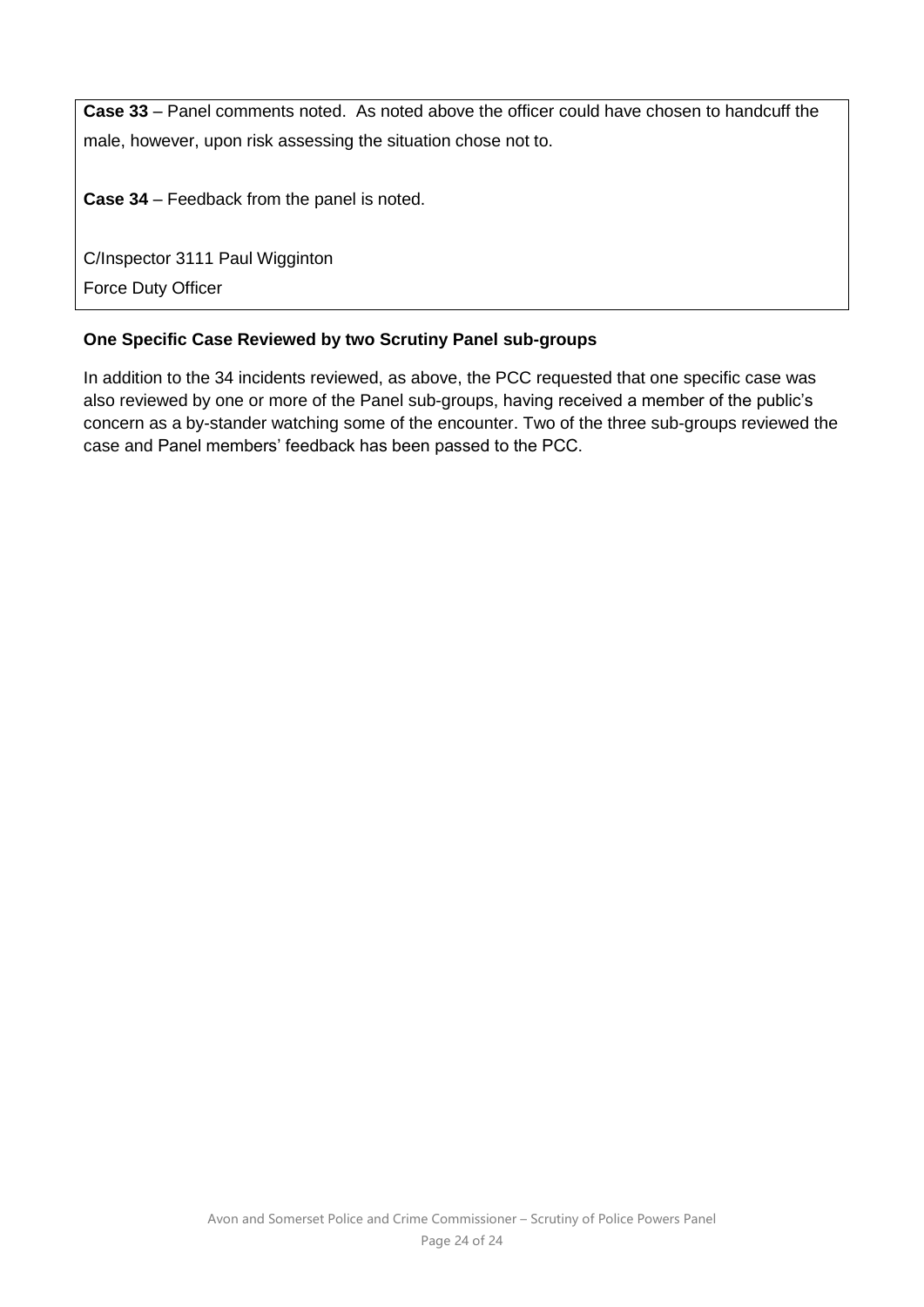**Case 33** – Panel comments noted. As noted above the officer could have chosen to handcuff the male, however, upon risk assessing the situation chose not to.

**Case 34** – Feedback from the panel is noted.

C/Inspector 3111 Paul Wigginton

Force Duty Officer

**One Specific Case Reviewed by two Scrutiny Panel sub-groups**

In addition to the 34 incidents reviewed, as above, the PCC requested that one specific case was also reviewed by one or more of the Panel sub-groups, having received a member of the public's concern as a by-stander watching some of the encounter. Two of the three sub-groups reviewed the case and Panel members' feedback has been passed to the PCC.